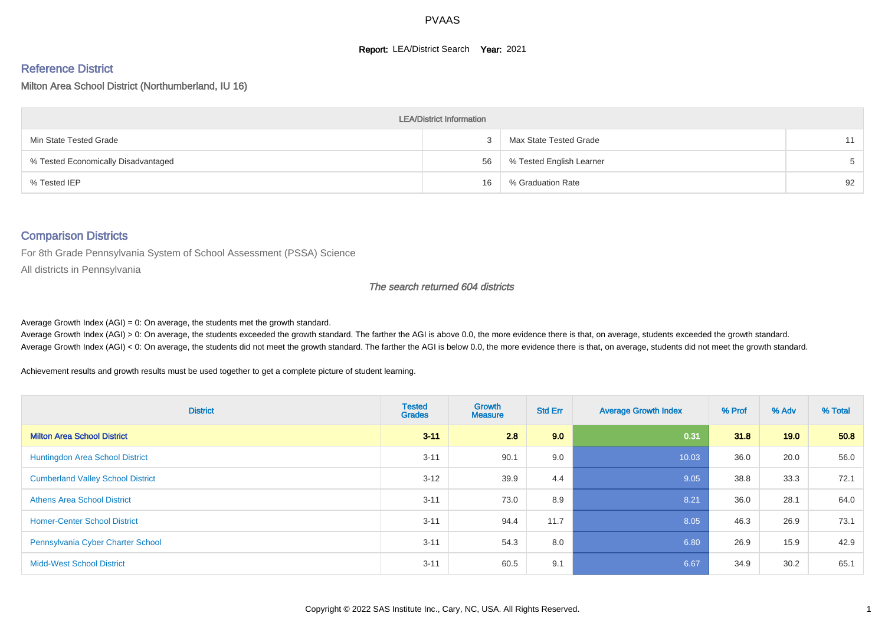# PVAAS

**Report:** LEA/District Search **Year:** 2021

## Reference District

Milton Area School District (Northumberland, IU 16)

| LEA/District Information | | | |
|---|---|---|---|
| Min State Tested Grade | 3 | Max State Tested Grade | 11 |
| % Tested Economically Disadvantaged | 56 | % Tested English Learner | 5 |
| % Tested IEP | 16 | % Graduation Rate | 92 |

## Comparison Districts

For 8th Grade Pennsylvania System of School Assessment (PSSA) Science

All districts in Pennsylvania

*The search returned 604 districts*

Average Growth Index (AGI) = 0: On average, the students met the growth standard.
Average Growth Index (AGI) > 0: On average, the students exceeded the growth standard. The farther the AGI is above 0.0, the more evidence there is that, on average, students exceeded the growth standard.
Average Growth Index (AGI) < 0: On average, the students did not meet the growth standard. The farther the AGI is below 0.0, the more evidence there is that, on average, students did not meet the growth standard.

Achievement results and growth results must be used together to get a complete picture of student learning.

| District | Tested Grades | Growth Measure | Std Err | Average Growth Index | % Prof | % Adv | % Total |
|---|---|---|---|---|---|---|---|
| **Milton Area School District** | **3-11** | **2.8** | **9.0** | **0.31** | **31.8** | **19.0** | **50.8** |
| Huntingdon Area School District | 3-11 | 90.1 | 9.0 | 10.03 | 36.0 | 20.0 | 56.0 |
| Cumberland Valley School District | 3-12 | 39.9 | 4.4 | 9.05 | 38.8 | 33.3 | 72.1 |
| Athens Area School District | 3-11 | 73.0 | 8.9 | 8.21 | 36.0 | 28.1 | 64.0 |
| Homer-Center School District | 3-11 | 94.4 | 11.7 | 8.05 | 46.3 | 26.9 | 73.1 |
| Pennsylvania Cyber Charter School | 3-11 | 54.3 | 8.0 | 6.80 | 26.9 | 15.9 | 42.9 |
| Midd-West School District | 3-11 | 60.5 | 9.1 | 6.67 | 34.9 | 30.2 | 65.1 |

Copyright © 2022 SAS Institute Inc., Cary, NC, USA. All Rights Reserved.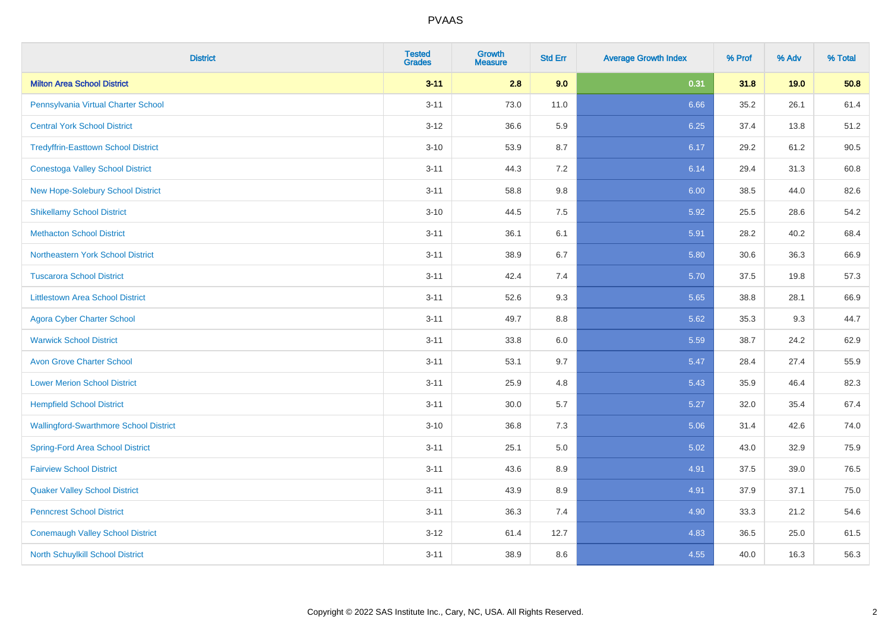| District | Tested Grades | Growth Measure | Std Err | Average Growth Index | % Prof | % Adv | % Total |
|---|---|---|---|---|---|---|---|
| **Milton Area School District** | **3-11** | **2.8** | **9.0** | **0.31** | **31.8** | **19.0** | **50.8** |
| Pennsylvania Virtual Charter School | 3-11 | 73.0 | 11.0 | 6.66 | 35.2 | 26.1 | 61.4 |
| Central York School District | 3-12 | 36.6 | 5.9 | 6.25 | 37.4 | 13.8 | 51.2 |
| Tredyffrin-Easttown School District | 3-10 | 53.9 | 8.7 | 6.17 | 29.2 | 61.2 | 90.5 |
| Conestoga Valley School District | 3-11 | 44.3 | 7.2 | 6.14 | 29.4 | 31.3 | 60.8 |
| New Hope-Solebury School District | 3-11 | 58.8 | 9.8 | 6.00 | 38.5 | 44.0 | 82.6 |
| Shikellamy School District | 3-10 | 44.5 | 7.5 | 5.92 | 25.5 | 28.6 | 54.2 |
| Methacton School District | 3-11 | 36.1 | 6.1 | 5.91 | 28.2 | 40.2 | 68.4 |
| Northeastern York School District | 3-11 | 38.9 | 6.7 | 5.80 | 30.6 | 36.3 | 66.9 |
| Tuscarora School District | 3-11 | 42.4 | 7.4 | 5.70 | 37.5 | 19.8 | 57.3 |
| Littlestown Area School District | 3-11 | 52.6 | 9.3 | 5.65 | 38.8 | 28.1 | 66.9 |
| Agora Cyber Charter School | 3-11 | 49.7 | 8.8 | 5.62 | 35.3 | 9.3 | 44.7 |
| Warwick School District | 3-11 | 33.8 | 6.0 | 5.59 | 38.7 | 24.2 | 62.9 |
| Avon Grove Charter School | 3-11 | 53.1 | 9.7 | 5.47 | 28.4 | 27.4 | 55.9 |
| Lower Merion School District | 3-11 | 25.9 | 4.8 | 5.43 | 35.9 | 46.4 | 82.3 |
| Hempfield School District | 3-11 | 30.0 | 5.7 | 5.27 | 32.0 | 35.4 | 67.4 |
| Wallingford-Swarthmore School District | 3-10 | 36.8 | 7.3 | 5.06 | 31.4 | 42.6 | 74.0 |
| Spring-Ford Area School District | 3-11 | 25.1 | 5.0 | 5.02 | 43.0 | 32.9 | 75.9 |
| Fairview School District | 3-11 | 43.6 | 8.9 | 4.91 | 37.5 | 39.0 | 76.5 |
| Quaker Valley School District | 3-11 | 43.9 | 8.9 | 4.91 | 37.9 | 37.1 | 75.0 |
| Penncrest School District | 3-11 | 36.3 | 7.4 | 4.90 | 33.3 | 21.2 | 54.6 |
| Conemaugh Valley School District | 3-12 | 61.4 | 12.7 | 4.83 | 36.5 | 25.0 | 61.5 |
| North Schuylkill School District | 3-11 | 38.9 | 8.6 | 4.55 | 40.0 | 16.3 | 56.3 |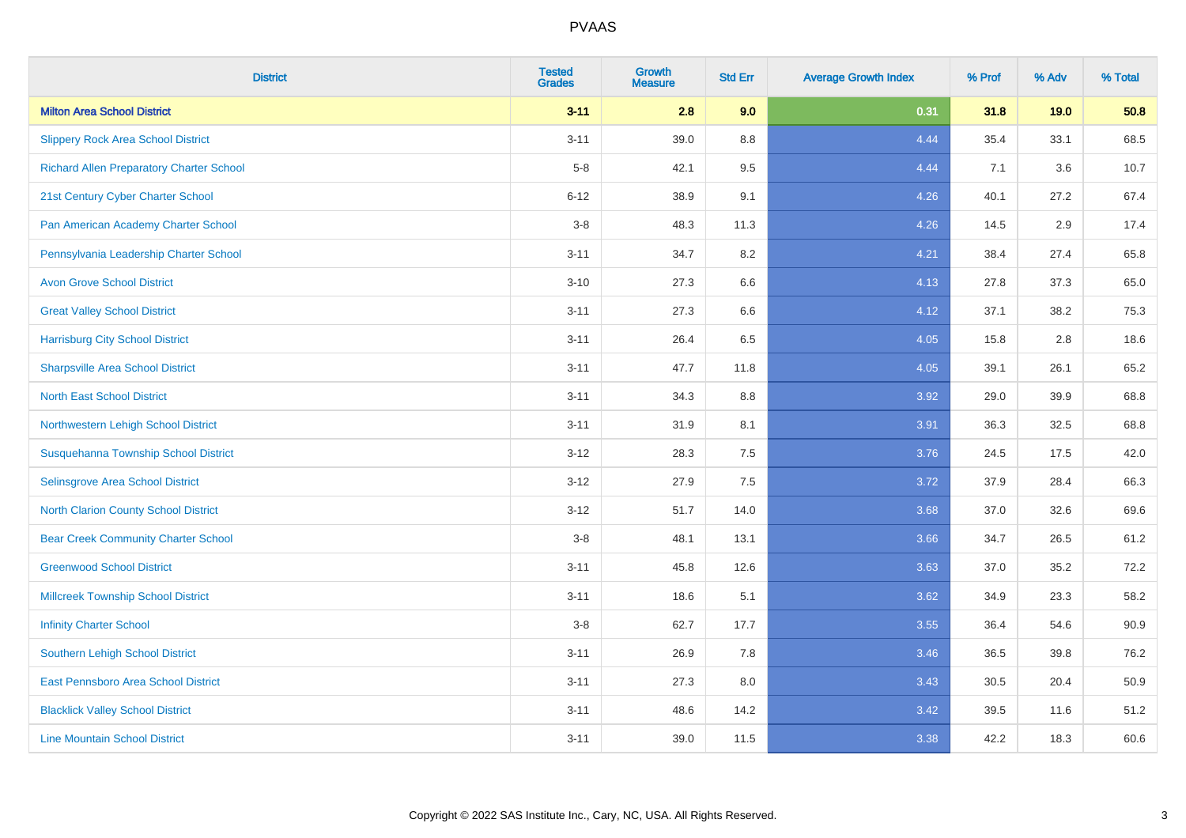# PVAAS

| District | Tested Grades | Growth Measure | Std Err | Average Growth Index | % Prof | % Adv | % Total |
|---|---|---|---|---|---|---|---|
| **Milton Area School District** | **3-11** | **2.8** | **9.0** | **0.31** | **31.8** | **19.0** | **50.8** |
| Slippery Rock Area School District | 3-11 | 39.0 | 8.8 | 4.44 | 35.4 | 33.1 | 68.5 |
| Richard Allen Preparatory Charter School | 5-8 | 42.1 | 9.5 | 4.44 | 7.1 | 3.6 | 10.7 |
| 21st Century Cyber Charter School | 6-12 | 38.9 | 9.1 | 4.26 | 40.1 | 27.2 | 67.4 |
| Pan American Academy Charter School | 3-8 | 48.3 | 11.3 | 4.26 | 14.5 | 2.9 | 17.4 |
| Pennsylvania Leadership Charter School | 3-11 | 34.7 | 8.2 | 4.21 | 38.4 | 27.4 | 65.8 |
| Avon Grove School District | 3-10 | 27.3 | 6.6 | 4.13 | 27.8 | 37.3 | 65.0 |
| Great Valley School District | 3-11 | 27.3 | 6.6 | 4.12 | 37.1 | 38.2 | 75.3 |
| Harrisburg City School District | 3-11 | 26.4 | 6.5 | 4.05 | 15.8 | 2.8 | 18.6 |
| Sharpsville Area School District | 3-11 | 47.7 | 11.8 | 4.05 | 39.1 | 26.1 | 65.2 |
| North East School District | 3-11 | 34.3 | 8.8 | 3.92 | 29.0 | 39.9 | 68.8 |
| Northwestern Lehigh School District | 3-11 | 31.9 | 8.1 | 3.91 | 36.3 | 32.5 | 68.8 |
| Susquehanna Township School District | 3-12 | 28.3 | 7.5 | 3.76 | 24.5 | 17.5 | 42.0 |
| Selinsgrove Area School District | 3-12 | 27.9 | 7.5 | 3.72 | 37.9 | 28.4 | 66.3 |
| North Clarion County School District | 3-12 | 51.7 | 14.0 | 3.68 | 37.0 | 32.6 | 69.6 |
| Bear Creek Community Charter School | 3-8 | 48.1 | 13.1 | 3.66 | 34.7 | 26.5 | 61.2 |
| Greenwood School District | 3-11 | 45.8 | 12.6 | 3.63 | 37.0 | 35.2 | 72.2 |
| Millcreek Township School District | 3-11 | 18.6 | 5.1 | 3.62 | 34.9 | 23.3 | 58.2 |
| Infinity Charter School | 3-8 | 62.7 | 17.7 | 3.55 | 36.4 | 54.6 | 90.9 |
| Southern Lehigh School District | 3-11 | 26.9 | 7.8 | 3.46 | 36.5 | 39.8 | 76.2 |
| East Pennsboro Area School District | 3-11 | 27.3 | 8.0 | 3.43 | 30.5 | 20.4 | 50.9 |
| Blacklick Valley School District | 3-11 | 48.6 | 14.2 | 3.42 | 39.5 | 11.6 | 51.2 |
| Line Mountain School District | 3-11 | 39.0 | 11.5 | 3.38 | 42.2 | 18.3 | 60.6 |

Copyright © 2022 SAS Institute Inc., Cary, NC, USA. All Rights Reserved.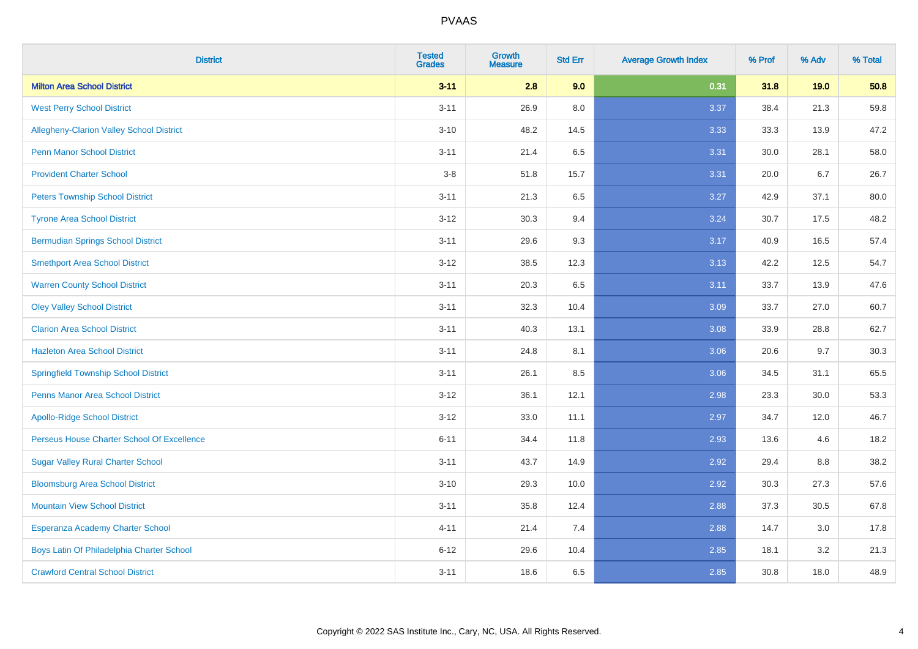# PVAAS

| District | Tested Grades | Growth Measure | Std Err | Average Growth Index | % Prof | % Adv | % Total |
|---|---|---|---|---|---|---|---|
| **Milton Area School District** | **3-11** | **2.8** | **9.0** | **0.31** | **31.8** | **19.0** | **50.8** |
| West Perry School District | 3-11 | 26.9 | 8.0 | 3.37 | 38.4 | 21.3 | 59.8 |
| Allegheny-Clarion Valley School District | 3-10 | 48.2 | 14.5 | 3.33 | 33.3 | 13.9 | 47.2 |
| Penn Manor School District | 3-11 | 21.4 | 6.5 | 3.31 | 30.0 | 28.1 | 58.0 |
| Provident Charter School | 3-8 | 51.8 | 15.7 | 3.31 | 20.0 | 6.7 | 26.7 |
| Peters Township School District | 3-11 | 21.3 | 6.5 | 3.27 | 42.9 | 37.1 | 80.0 |
| Tyrone Area School District | 3-12 | 30.3 | 9.4 | 3.24 | 30.7 | 17.5 | 48.2 |
| Bermudian Springs School District | 3-11 | 29.6 | 9.3 | 3.17 | 40.9 | 16.5 | 57.4 |
| Smethport Area School District | 3-12 | 38.5 | 12.3 | 3.13 | 42.2 | 12.5 | 54.7 |
| Warren County School District | 3-11 | 20.3 | 6.5 | 3.11 | 33.7 | 13.9 | 47.6 |
| Oley Valley School District | 3-11 | 32.3 | 10.4 | 3.09 | 33.7 | 27.0 | 60.7 |
| Clarion Area School District | 3-11 | 40.3 | 13.1 | 3.08 | 33.9 | 28.8 | 62.7 |
| Hazleton Area School District | 3-11 | 24.8 | 8.1 | 3.06 | 20.6 | 9.7 | 30.3 |
| Springfield Township School District | 3-11 | 26.1 | 8.5 | 3.06 | 34.5 | 31.1 | 65.5 |
| Penns Manor Area School District | 3-12 | 36.1 | 12.1 | 2.98 | 23.3 | 30.0 | 53.3 |
| Apollo-Ridge School District | 3-12 | 33.0 | 11.1 | 2.97 | 34.7 | 12.0 | 46.7 |
| Perseus House Charter School Of Excellence | 6-11 | 34.4 | 11.8 | 2.93 | 13.6 | 4.6 | 18.2 |
| Sugar Valley Rural Charter School | 3-11 | 43.7 | 14.9 | 2.92 | 29.4 | 8.8 | 38.2 |
| Bloomsburg Area School District | 3-10 | 29.3 | 10.0 | 2.92 | 30.3 | 27.3 | 57.6 |
| Mountain View School District | 3-11 | 35.8 | 12.4 | 2.88 | 37.3 | 30.5 | 67.8 |
| Esperanza Academy Charter School | 4-11 | 21.4 | 7.4 | 2.88 | 14.7 | 3.0 | 17.8 |
| Boys Latin Of Philadelphia Charter School | 6-12 | 29.6 | 10.4 | 2.85 | 18.1 | 3.2 | 21.3 |
| Crawford Central School District | 3-11 | 18.6 | 6.5 | 2.85 | 30.8 | 18.0 | 48.9 |

Copyright © 2022 SAS Institute Inc., Cary, NC, USA. All Rights Reserved.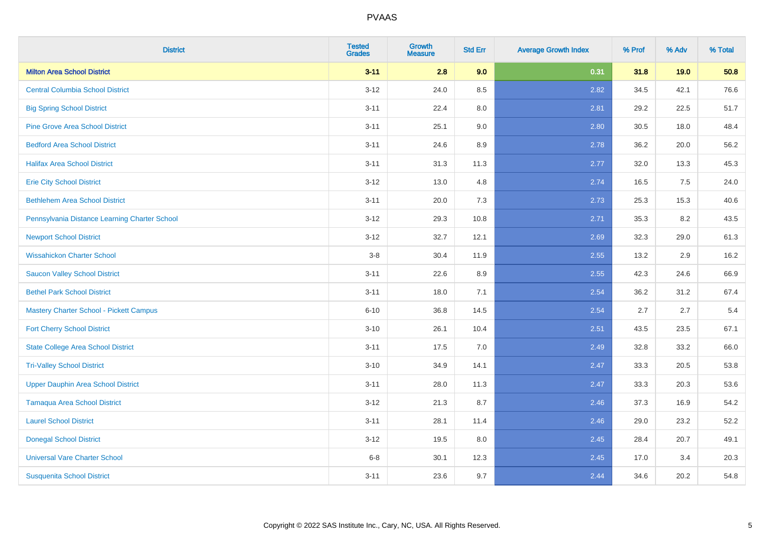| District | Tested Grades | Growth Measure | Std Err | Average Growth Index | % Prof | % Adv | % Total |
|---|---|---|---|---|---|---|---|
| **Milton Area School District** | **3-11** | **2.8** | **9.0** | **0.31** | **31.8** | **19.0** | **50.8** |
| Central Columbia School District | 3-12 | 24.0 | 8.5 | 2.82 | 34.5 | 42.1 | 76.6 |
| Big Spring School District | 3-11 | 22.4 | 8.0 | 2.81 | 29.2 | 22.5 | 51.7 |
| Pine Grove Area School District | 3-11 | 25.1 | 9.0 | 2.80 | 30.5 | 18.0 | 48.4 |
| Bedford Area School District | 3-11 | 24.6 | 8.9 | 2.78 | 36.2 | 20.0 | 56.2 |
| Halifax Area School District | 3-11 | 31.3 | 11.3 | 2.77 | 32.0 | 13.3 | 45.3 |
| Erie City School District | 3-12 | 13.0 | 4.8 | 2.74 | 16.5 | 7.5 | 24.0 |
| Bethlehem Area School District | 3-11 | 20.0 | 7.3 | 2.73 | 25.3 | 15.3 | 40.6 |
| Pennsylvania Distance Learning Charter School | 3-12 | 29.3 | 10.8 | 2.71 | 35.3 | 8.2 | 43.5 |
| Newport School District | 3-12 | 32.7 | 12.1 | 2.69 | 32.3 | 29.0 | 61.3 |
| Wissahickon Charter School | 3-8 | 30.4 | 11.9 | 2.55 | 13.2 | 2.9 | 16.2 |
| Saucon Valley School District | 3-11 | 22.6 | 8.9 | 2.55 | 42.3 | 24.6 | 66.9 |
| Bethel Park School District | 3-11 | 18.0 | 7.1 | 2.54 | 36.2 | 31.2 | 67.4 |
| Mastery Charter School - Pickett Campus | 6-10 | 36.8 | 14.5 | 2.54 | 2.7 | 2.7 | 5.4 |
| Fort Cherry School District | 3-10 | 26.1 | 10.4 | 2.51 | 43.5 | 23.5 | 67.1 |
| State College Area School District | 3-11 | 17.5 | 7.0 | 2.49 | 32.8 | 33.2 | 66.0 |
| Tri-Valley School District | 3-10 | 34.9 | 14.1 | 2.47 | 33.3 | 20.5 | 53.8 |
| Upper Dauphin Area School District | 3-11 | 28.0 | 11.3 | 2.47 | 33.3 | 20.3 | 53.6 |
| Tamaqua Area School District | 3-12 | 21.3 | 8.7 | 2.46 | 37.3 | 16.9 | 54.2 |
| Laurel School District | 3-11 | 28.1 | 11.4 | 2.46 | 29.0 | 23.2 | 52.2 |
| Donegal School District | 3-12 | 19.5 | 8.0 | 2.45 | 28.4 | 20.7 | 49.1 |
| Universal Vare Charter School | 6-8 | 30.1 | 12.3 | 2.45 | 17.0 | 3.4 | 20.3 |
| Susquenita School District | 3-11 | 23.6 | 9.7 | 2.44 | 34.6 | 20.2 | 54.8 |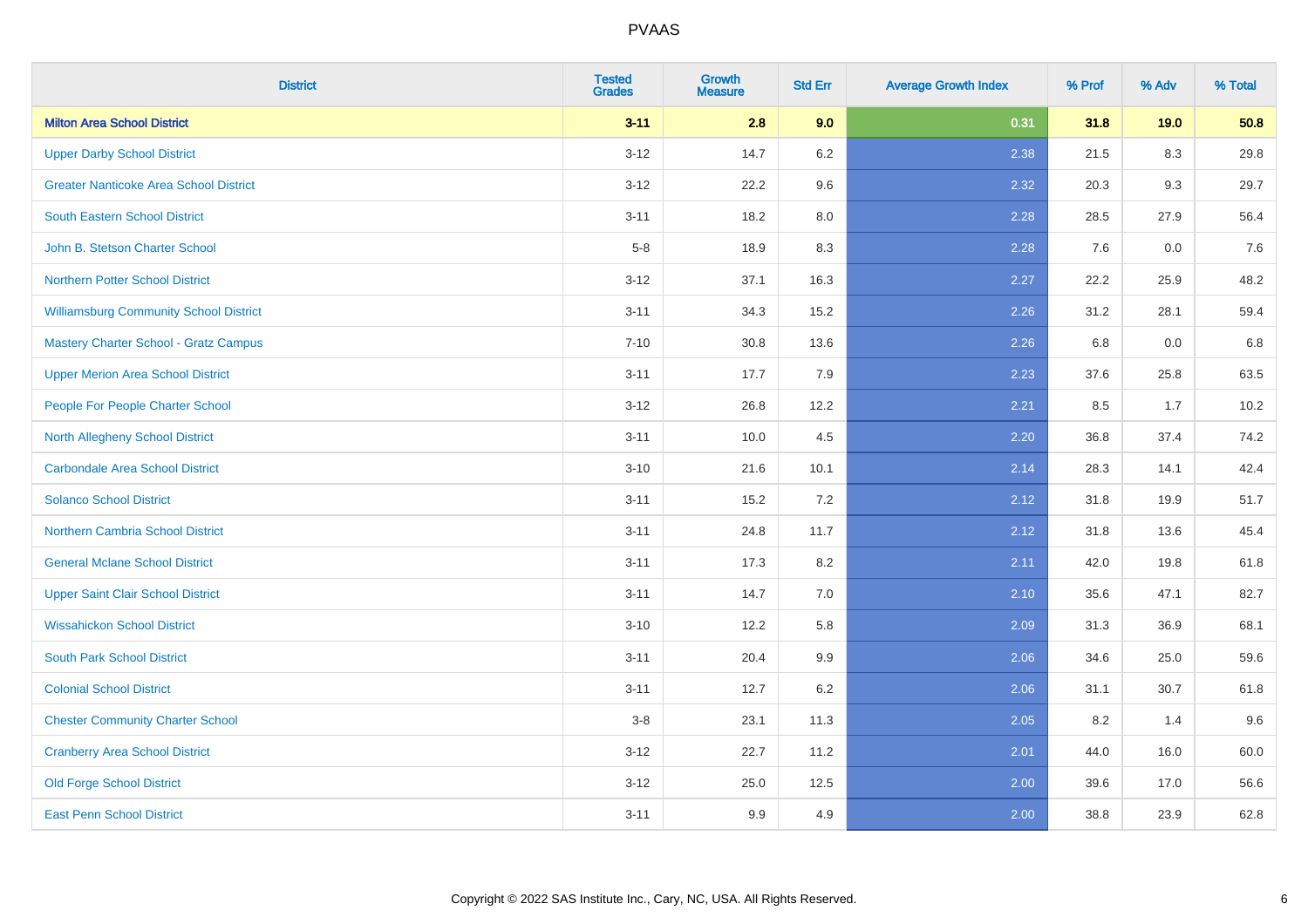| District | Tested Grades | Growth Measure | Std Err | Average Growth Index | % Prof | % Adv | % Total |
|---|---|---|---|---|---|---|---|
| **Milton Area School District** | **3-11** | **2.8** | **9.0** | **0.31** | **31.8** | **19.0** | **50.8** |
| Upper Darby School District | 3-12 | 14.7 | 6.2 | 2.38 | 21.5 | 8.3 | 29.8 |
| Greater Nanticoke Area School District | 3-12 | 22.2 | 9.6 | 2.32 | 20.3 | 9.3 | 29.7 |
| South Eastern School District | 3-11 | 18.2 | 8.0 | 2.28 | 28.5 | 27.9 | 56.4 |
| John B. Stetson Charter School | 5-8 | 18.9 | 8.3 | 2.28 | 7.6 | 0.0 | 7.6 |
| Northern Potter School District | 3-12 | 37.1 | 16.3 | 2.27 | 22.2 | 25.9 | 48.2 |
| Williamsburg Community School District | 3-11 | 34.3 | 15.2 | 2.26 | 31.2 | 28.1 | 59.4 |
| Mastery Charter School - Gratz Campus | 7-10 | 30.8 | 13.6 | 2.26 | 6.8 | 0.0 | 6.8 |
| Upper Merion Area School District | 3-11 | 17.7 | 7.9 | 2.23 | 37.6 | 25.8 | 63.5 |
| People For People Charter School | 3-12 | 26.8 | 12.2 | 2.21 | 8.5 | 1.7 | 10.2 |
| North Allegheny School District | 3-11 | 10.0 | 4.5 | 2.20 | 36.8 | 37.4 | 74.2 |
| Carbondale Area School District | 3-10 | 21.6 | 10.1 | 2.14 | 28.3 | 14.1 | 42.4 |
| Solanco School District | 3-11 | 15.2 | 7.2 | 2.12 | 31.8 | 19.9 | 51.7 |
| Northern Cambria School District | 3-11 | 24.8 | 11.7 | 2.12 | 31.8 | 13.6 | 45.4 |
| General Mclane School District | 3-11 | 17.3 | 8.2 | 2.11 | 42.0 | 19.8 | 61.8 |
| Upper Saint Clair School District | 3-11 | 14.7 | 7.0 | 2.10 | 35.6 | 47.1 | 82.7 |
| Wissahickon School District | 3-10 | 12.2 | 5.8 | 2.09 | 31.3 | 36.9 | 68.1 |
| South Park School District | 3-11 | 20.4 | 9.9 | 2.06 | 34.6 | 25.0 | 59.6 |
| Colonial School District | 3-11 | 12.7 | 6.2 | 2.06 | 31.1 | 30.7 | 61.8 |
| Chester Community Charter School | 3-8 | 23.1 | 11.3 | 2.05 | 8.2 | 1.4 | 9.6 |
| Cranberry Area School District | 3-12 | 22.7 | 11.2 | 2.01 | 44.0 | 16.0 | 60.0 |
| Old Forge School District | 3-12 | 25.0 | 12.5 | 2.00 | 39.6 | 17.0 | 56.6 |
| East Penn School District | 3-11 | 9.9 | 4.9 | 2.00 | 38.8 | 23.9 | 62.8 |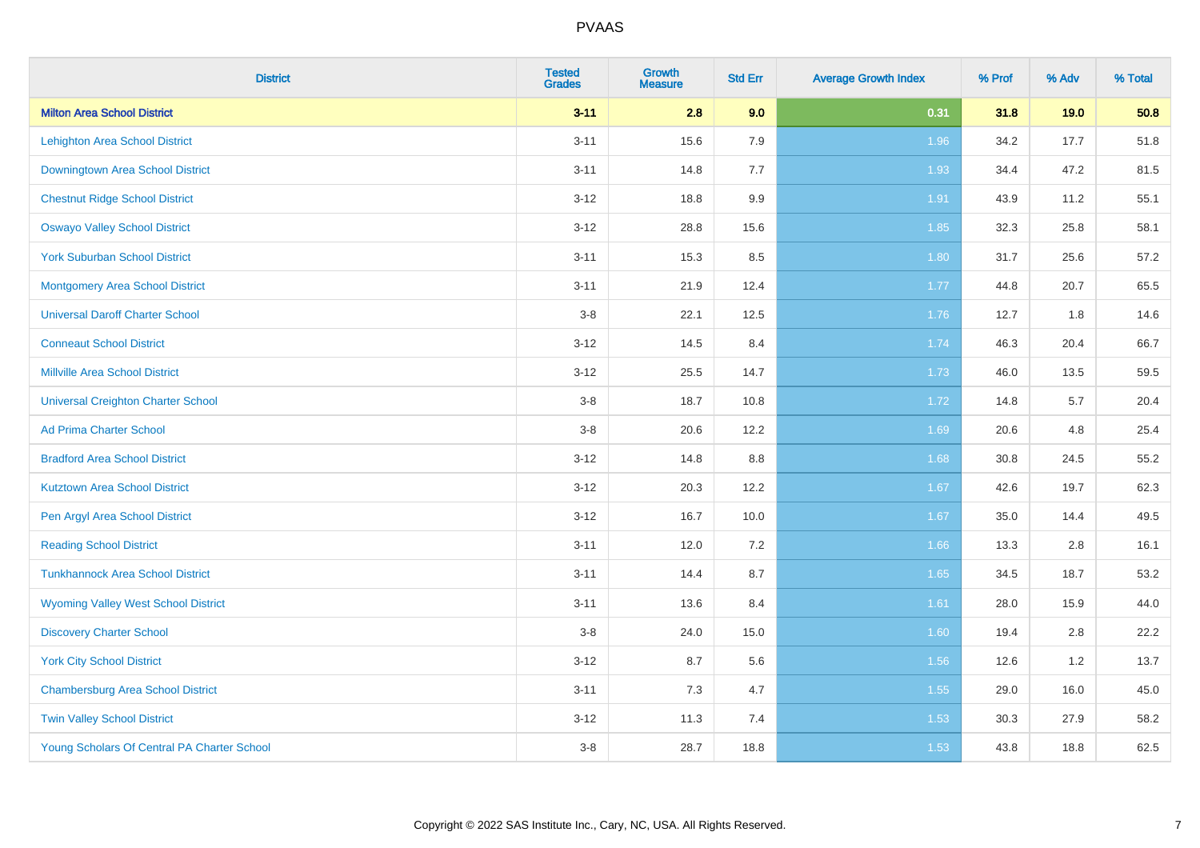# PVAAS

| District | Tested Grades | Growth Measure | Std Err | Average Growth Index | % Prof | % Adv | % Total |
|---|---|---|---|---|---|---|---|
| **Milton Area School District** | **3-11** | **2.8** | **9.0** | **0.31** | **31.8** | **19.0** | **50.8** |
| Lehighton Area School District | 3-11 | 15.6 | 7.9 | 1.96 | 34.2 | 17.7 | 51.8 |
| Downingtown Area School District | 3-11 | 14.8 | 7.7 | 1.93 | 34.4 | 47.2 | 81.5 |
| Chestnut Ridge School District | 3-12 | 18.8 | 9.9 | 1.91 | 43.9 | 11.2 | 55.1 |
| Oswayo Valley School District | 3-12 | 28.8 | 15.6 | 1.85 | 32.3 | 25.8 | 58.1 |
| York Suburban School District | 3-11 | 15.3 | 8.5 | 1.80 | 31.7 | 25.6 | 57.2 |
| Montgomery Area School District | 3-11 | 21.9 | 12.4 | 1.77 | 44.8 | 20.7 | 65.5 |
| Universal Daroff Charter School | 3-8 | 22.1 | 12.5 | 1.76 | 12.7 | 1.8 | 14.6 |
| Conneaut School District | 3-12 | 14.5 | 8.4 | 1.74 | 46.3 | 20.4 | 66.7 |
| Millville Area School District | 3-12 | 25.5 | 14.7 | 1.73 | 46.0 | 13.5 | 59.5 |
| Universal Creighton Charter School | 3-8 | 18.7 | 10.8 | 1.72 | 14.8 | 5.7 | 20.4 |
| Ad Prima Charter School | 3-8 | 20.6 | 12.2 | 1.69 | 20.6 | 4.8 | 25.4 |
| Bradford Area School District | 3-12 | 14.8 | 8.8 | 1.68 | 30.8 | 24.5 | 55.2 |
| Kutztown Area School District | 3-12 | 20.3 | 12.2 | 1.67 | 42.6 | 19.7 | 62.3 |
| Pen Argyl Area School District | 3-12 | 16.7 | 10.0 | 1.67 | 35.0 | 14.4 | 49.5 |
| Reading School District | 3-11 | 12.0 | 7.2 | 1.66 | 13.3 | 2.8 | 16.1 |
| Tunkhannock Area School District | 3-11 | 14.4 | 8.7 | 1.65 | 34.5 | 18.7 | 53.2 |
| Wyoming Valley West School District | 3-11 | 13.6 | 8.4 | 1.61 | 28.0 | 15.9 | 44.0 |
| Discovery Charter School | 3-8 | 24.0 | 15.0 | 1.60 | 19.4 | 2.8 | 22.2 |
| York City School District | 3-12 | 8.7 | 5.6 | 1.56 | 12.6 | 1.2 | 13.7 |
| Chambersburg Area School District | 3-11 | 7.3 | 4.7 | 1.55 | 29.0 | 16.0 | 45.0 |
| Twin Valley School District | 3-12 | 11.3 | 7.4 | 1.53 | 30.3 | 27.9 | 58.2 |
| Young Scholars Of Central PA Charter School | 3-8 | 28.7 | 18.8 | 1.53 | 43.8 | 18.8 | 62.5 |

Copyright © 2022 SAS Institute Inc., Cary, NC, USA. All Rights Reserved.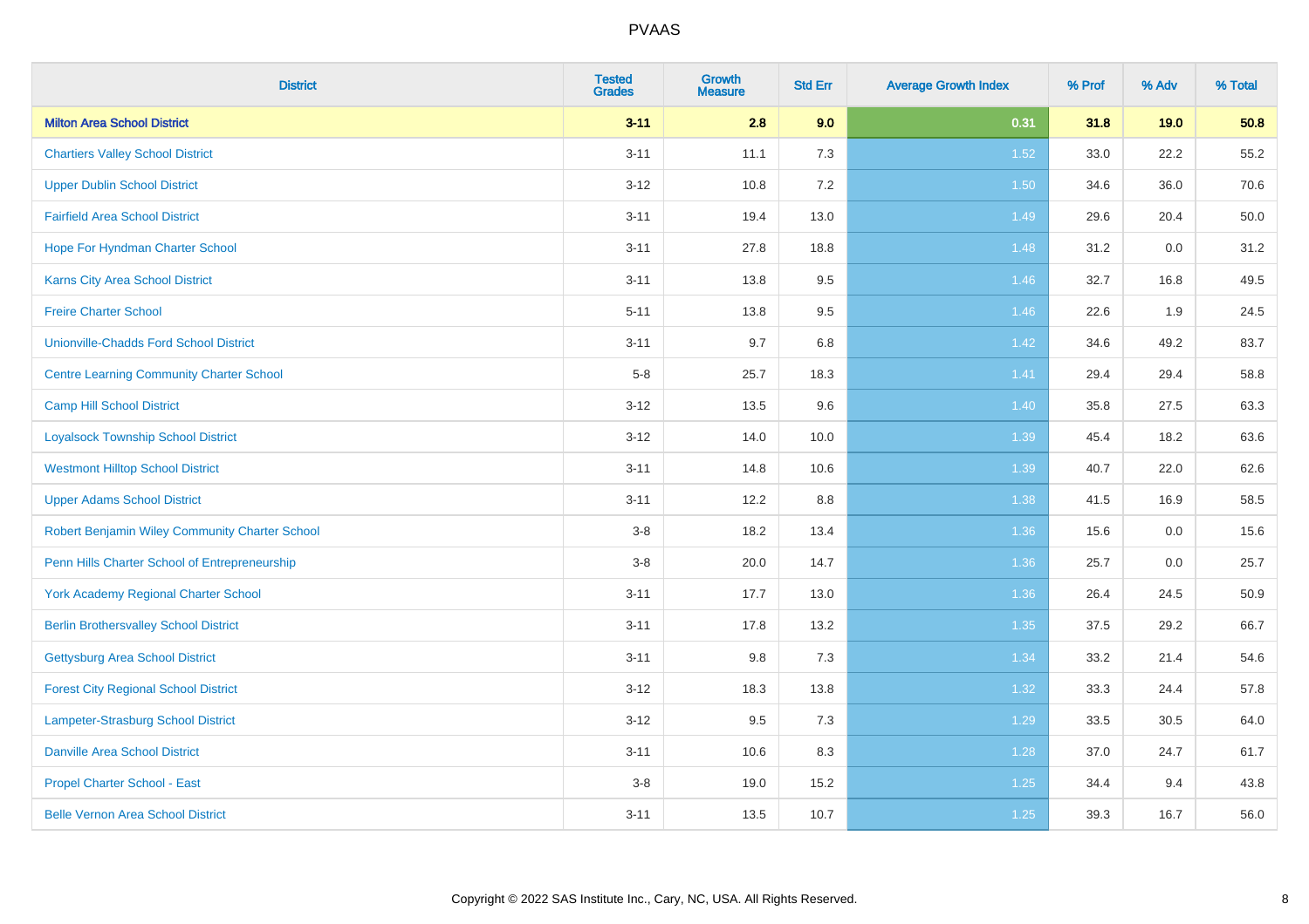| District | Tested Grades | Growth Measure | Std Err | Average Growth Index | % Prof | % Adv | % Total |
|---|---|---|---|---|---|---|---|
| **Milton Area School District** | **3-11** | **2.8** | **9.0** | **0.31** | **31.8** | **19.0** | **50.8** |
| Chartiers Valley School District | 3-11 | 11.1 | 7.3 | 1.52 | 33.0 | 22.2 | 55.2 |
| Upper Dublin School District | 3-12 | 10.8 | 7.2 | 1.50 | 34.6 | 36.0 | 70.6 |
| Fairfield Area School District | 3-11 | 19.4 | 13.0 | 1.49 | 29.6 | 20.4 | 50.0 |
| Hope For Hyndman Charter School | 3-11 | 27.8 | 18.8 | 1.48 | 31.2 | 0.0 | 31.2 |
| Karns City Area School District | 3-11 | 13.8 | 9.5 | 1.46 | 32.7 | 16.8 | 49.5 |
| Freire Charter School | 5-11 | 13.8 | 9.5 | 1.46 | 22.6 | 1.9 | 24.5 |
| Unionville-Chadds Ford School District | 3-11 | 9.7 | 6.8 | 1.42 | 34.6 | 49.2 | 83.7 |
| Centre Learning Community Charter School | 5-8 | 25.7 | 18.3 | 1.41 | 29.4 | 29.4 | 58.8 |
| Camp Hill School District | 3-12 | 13.5 | 9.6 | 1.40 | 35.8 | 27.5 | 63.3 |
| Loyalsock Township School District | 3-12 | 14.0 | 10.0 | 1.39 | 45.4 | 18.2 | 63.6 |
| Westmont Hilltop School District | 3-11 | 14.8 | 10.6 | 1.39 | 40.7 | 22.0 | 62.6 |
| Upper Adams School District | 3-11 | 12.2 | 8.8 | 1.38 | 41.5 | 16.9 | 58.5 |
| Robert Benjamin Wiley Community Charter School | 3-8 | 18.2 | 13.4 | 1.36 | 15.6 | 0.0 | 15.6 |
| Penn Hills Charter School of Entrepreneurship | 3-8 | 20.0 | 14.7 | 1.36 | 25.7 | 0.0 | 25.7 |
| York Academy Regional Charter School | 3-11 | 17.7 | 13.0 | 1.36 | 26.4 | 24.5 | 50.9 |
| Berlin Brothersvalley School District | 3-11 | 17.8 | 13.2 | 1.35 | 37.5 | 29.2 | 66.7 |
| Gettysburg Area School District | 3-11 | 9.8 | 7.3 | 1.34 | 33.2 | 21.4 | 54.6 |
| Forest City Regional School District | 3-12 | 18.3 | 13.8 | 1.32 | 33.3 | 24.4 | 57.8 |
| Lampeter-Strasburg School District | 3-12 | 9.5 | 7.3 | 1.29 | 33.5 | 30.5 | 64.0 |
| Danville Area School District | 3-11 | 10.6 | 8.3 | 1.28 | 37.0 | 24.7 | 61.7 |
| Propel Charter School - East | 3-8 | 19.0 | 15.2 | 1.25 | 34.4 | 9.4 | 43.8 |
| Belle Vernon Area School District | 3-11 | 13.5 | 10.7 | 1.25 | 39.3 | 16.7 | 56.0 |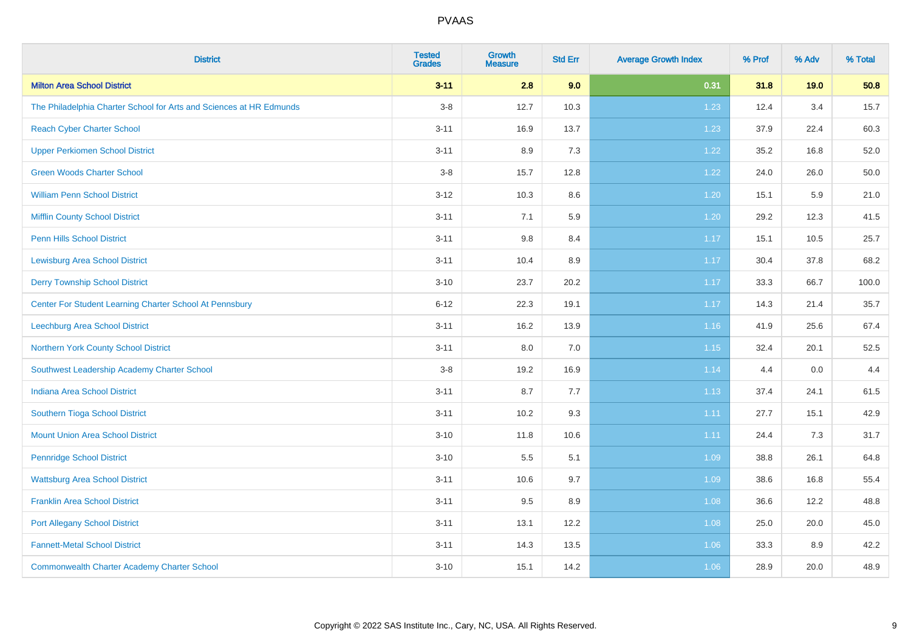# PVAAS

| District | Tested Grades | Growth Measure | Std Err | Average Growth Index | % Prof | % Adv | % Total |
|---|---|---|---|---|---|---|---|
| **Milton Area School District** | **3-11** | **2.8** | **9.0** | **0.31** | **31.8** | **19.0** | **50.8** |
| The Philadelphia Charter School for Arts and Sciences at HR Edmunds | 3-8 | 12.7 | 10.3 | 1.23 | 12.4 | 3.4 | 15.7 |
| Reach Cyber Charter School | 3-11 | 16.9 | 13.7 | 1.23 | 37.9 | 22.4 | 60.3 |
| Upper Perkiomen School District | 3-11 | 8.9 | 7.3 | 1.22 | 35.2 | 16.8 | 52.0 |
| Green Woods Charter School | 3-8 | 15.7 | 12.8 | 1.22 | 24.0 | 26.0 | 50.0 |
| William Penn School District | 3-12 | 10.3 | 8.6 | 1.20 | 15.1 | 5.9 | 21.0 |
| Mifflin County School District | 3-11 | 7.1 | 5.9 | 1.20 | 29.2 | 12.3 | 41.5 |
| Penn Hills School District | 3-11 | 9.8 | 8.4 | 1.17 | 15.1 | 10.5 | 25.7 |
| Lewisburg Area School District | 3-11 | 10.4 | 8.9 | 1.17 | 30.4 | 37.8 | 68.2 |
| Derry Township School District | 3-10 | 23.7 | 20.2 | 1.17 | 33.3 | 66.7 | 100.0 |
| Center For Student Learning Charter School At Pennsbury | 6-12 | 22.3 | 19.1 | 1.17 | 14.3 | 21.4 | 35.7 |
| Leechburg Area School District | 3-11 | 16.2 | 13.9 | 1.16 | 41.9 | 25.6 | 67.4 |
| Northern York County School District | 3-11 | 8.0 | 7.0 | 1.15 | 32.4 | 20.1 | 52.5 |
| Southwest Leadership Academy Charter School | 3-8 | 19.2 | 16.9 | 1.14 | 4.4 | 0.0 | 4.4 |
| Indiana Area School District | 3-11 | 8.7 | 7.7 | 1.13 | 37.4 | 24.1 | 61.5 |
| Southern Tioga School District | 3-11 | 10.2 | 9.3 | 1.11 | 27.7 | 15.1 | 42.9 |
| Mount Union Area School District | 3-10 | 11.8 | 10.6 | 1.11 | 24.4 | 7.3 | 31.7 |
| Pennridge School District | 3-10 | 5.5 | 5.1 | 1.09 | 38.8 | 26.1 | 64.8 |
| Wattsburg Area School District | 3-11 | 10.6 | 9.7 | 1.09 | 38.6 | 16.8 | 55.4 |
| Franklin Area School District | 3-11 | 9.5 | 8.9 | 1.08 | 36.6 | 12.2 | 48.8 |
| Port Allegany School District | 3-11 | 13.1 | 12.2 | 1.08 | 25.0 | 20.0 | 45.0 |
| Fannett-Metal School District | 3-11 | 14.3 | 13.5 | 1.06 | 33.3 | 8.9 | 42.2 |
| Commonwealth Charter Academy Charter School | 3-10 | 15.1 | 14.2 | 1.06 | 28.9 | 20.0 | 48.9 |

Copyright © 2022 SAS Institute Inc., Cary, NC, USA. All Rights Reserved.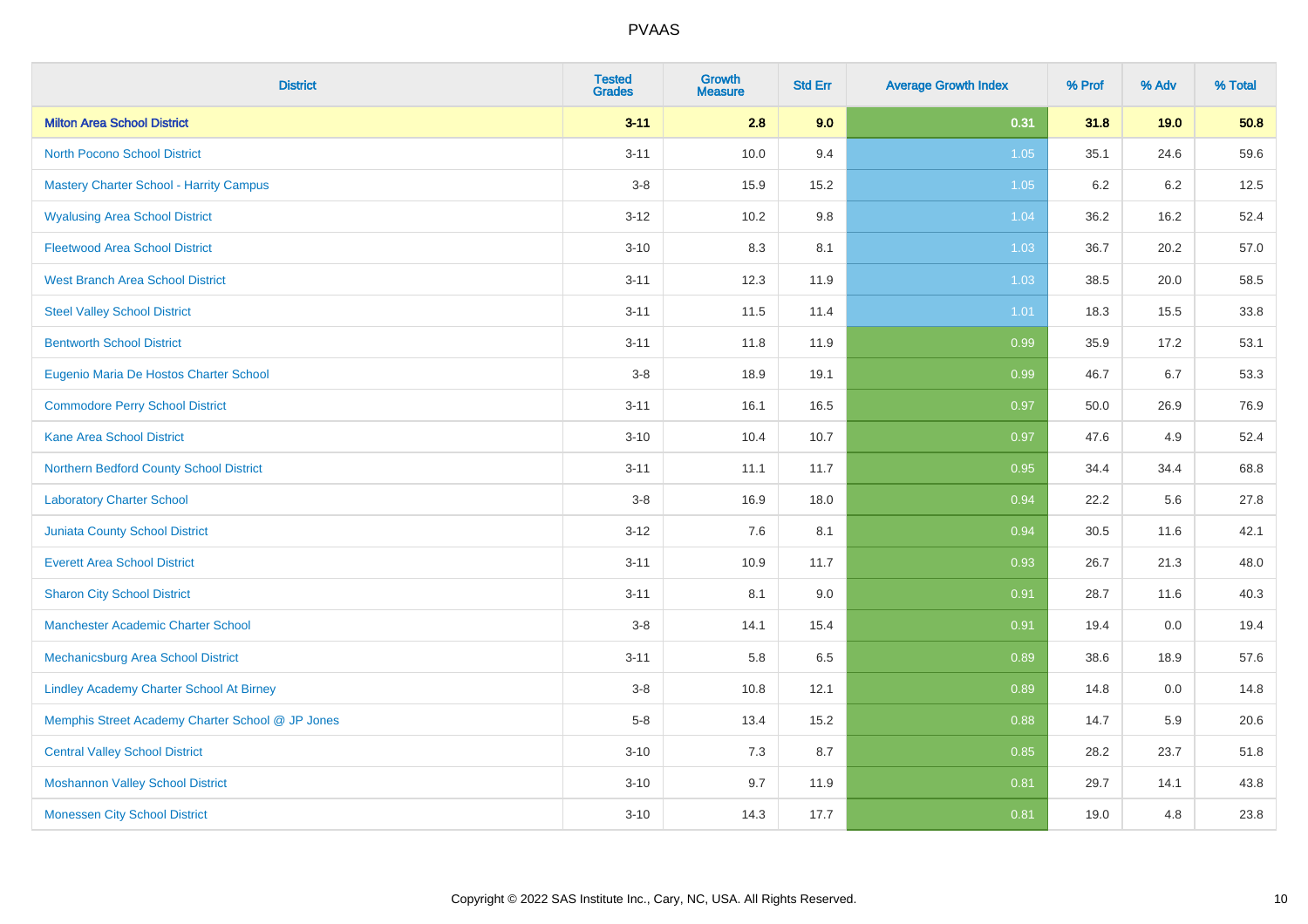| District | Tested Grades | Growth Measure | Std Err | Average Growth Index | % Prof | % Adv | % Total |
|---|---|---|---|---|---|---|---|
| **Milton Area School District** | **3-11** | **2.8** | **9.0** | **0.31** | **31.8** | **19.0** | **50.8** |
| North Pocono School District | 3-11 | 10.0 | 9.4 | 1.05 | 35.1 | 24.6 | 59.6 |
| Mastery Charter School - Harrity Campus | 3-8 | 15.9 | 15.2 | 1.05 | 6.2 | 6.2 | 12.5 |
| Wyalusing Area School District | 3-12 | 10.2 | 9.8 | 1.04 | 36.2 | 16.2 | 52.4 |
| Fleetwood Area School District | 3-10 | 8.3 | 8.1 | 1.03 | 36.7 | 20.2 | 57.0 |
| West Branch Area School District | 3-11 | 12.3 | 11.9 | 1.03 | 38.5 | 20.0 | 58.5 |
| Steel Valley School District | 3-11 | 11.5 | 11.4 | 1.01 | 18.3 | 15.5 | 33.8 |
| Bentworth School District | 3-11 | 11.8 | 11.9 | 0.99 | 35.9 | 17.2 | 53.1 |
| Eugenio Maria De Hostos Charter School | 3-8 | 18.9 | 19.1 | 0.99 | 46.7 | 6.7 | 53.3 |
| Commodore Perry School District | 3-11 | 16.1 | 16.5 | 0.97 | 50.0 | 26.9 | 76.9 |
| Kane Area School District | 3-10 | 10.4 | 10.7 | 0.97 | 47.6 | 4.9 | 52.4 |
| Northern Bedford County School District | 3-11 | 11.1 | 11.7 | 0.95 | 34.4 | 34.4 | 68.8 |
| Laboratory Charter School | 3-8 | 16.9 | 18.0 | 0.94 | 22.2 | 5.6 | 27.8 |
| Juniata County School District | 3-12 | 7.6 | 8.1 | 0.94 | 30.5 | 11.6 | 42.1 |
| Everett Area School District | 3-11 | 10.9 | 11.7 | 0.93 | 26.7 | 21.3 | 48.0 |
| Sharon City School District | 3-11 | 8.1 | 9.0 | 0.91 | 28.7 | 11.6 | 40.3 |
| Manchester Academic Charter School | 3-8 | 14.1 | 15.4 | 0.91 | 19.4 | 0.0 | 19.4 |
| Mechanicsburg Area School District | 3-11 | 5.8 | 6.5 | 0.89 | 38.6 | 18.9 | 57.6 |
| Lindley Academy Charter School At Birney | 3-8 | 10.8 | 12.1 | 0.89 | 14.8 | 0.0 | 14.8 |
| Memphis Street Academy Charter School @ JP Jones | 5-8 | 13.4 | 15.2 | 0.88 | 14.7 | 5.9 | 20.6 |
| Central Valley School District | 3-10 | 7.3 | 8.7 | 0.85 | 28.2 | 23.7 | 51.8 |
| Moshannon Valley School District | 3-10 | 9.7 | 11.9 | 0.81 | 29.7 | 14.1 | 43.8 |
| Monessen City School District | 3-10 | 14.3 | 17.7 | 0.81 | 19.0 | 4.8 | 23.8 |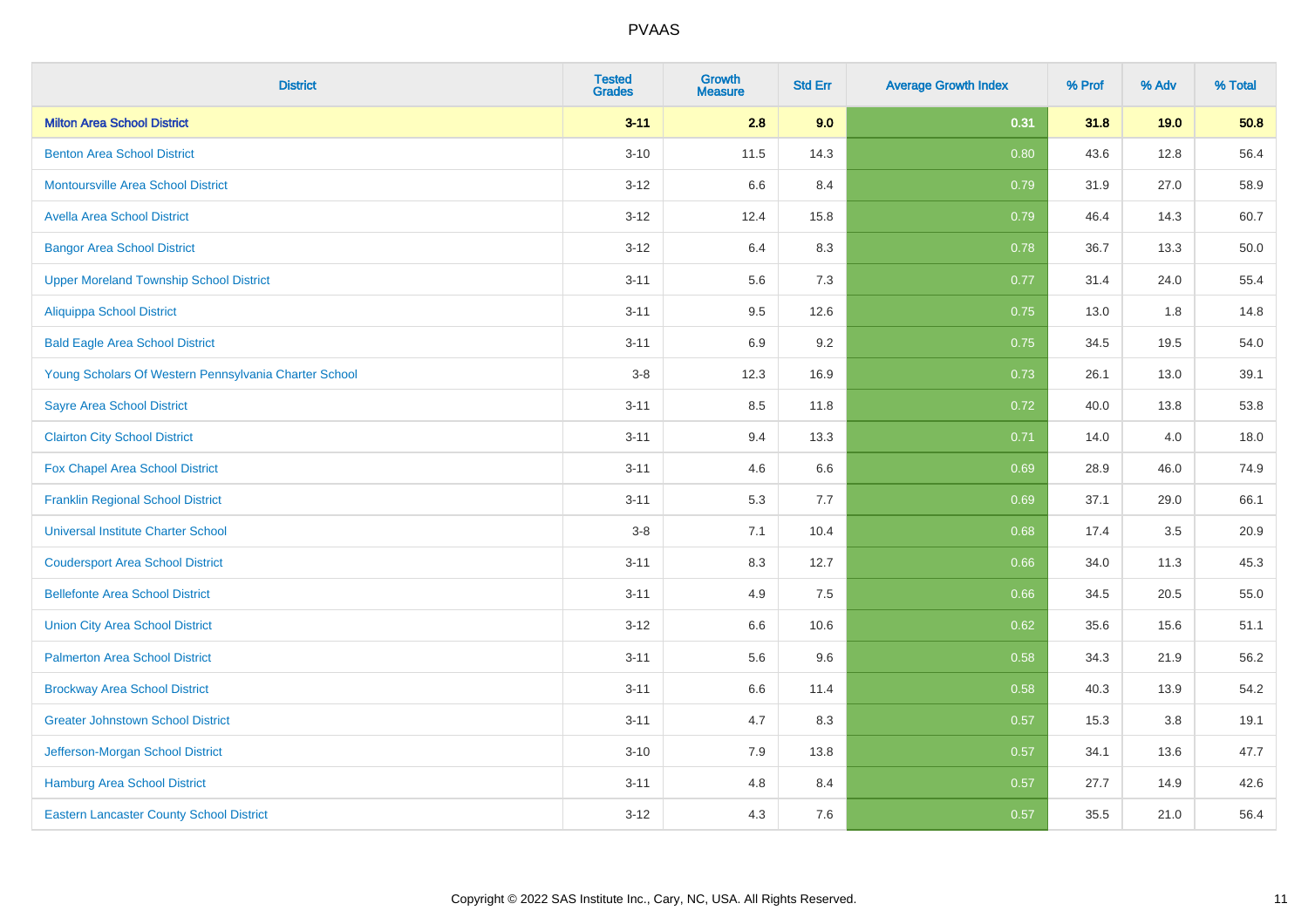# PVAAS

| District | Tested Grades | Growth Measure | Std Err | Average Growth Index | % Prof | % Adv | % Total |
|---|---|---|---|---|---|---|---|
| **Milton Area School District** | **3-11** | **2.8** | **9.0** | **0.31** | **31.8** | **19.0** | **50.8** |
| Benton Area School District | 3-10 | 11.5 | 14.3 | 0.80 | 43.6 | 12.8 | 56.4 |
| Montoursville Area School District | 3-12 | 6.6 | 8.4 | 0.79 | 31.9 | 27.0 | 58.9 |
| Avella Area School District | 3-12 | 12.4 | 15.8 | 0.79 | 46.4 | 14.3 | 60.7 |
| Bangor Area School District | 3-12 | 6.4 | 8.3 | 0.78 | 36.7 | 13.3 | 50.0 |
| Upper Moreland Township School District | 3-11 | 5.6 | 7.3 | 0.77 | 31.4 | 24.0 | 55.4 |
| Aliquippa School District | 3-11 | 9.5 | 12.6 | 0.75 | 13.0 | 1.8 | 14.8 |
| Bald Eagle Area School District | 3-11 | 6.9 | 9.2 | 0.75 | 34.5 | 19.5 | 54.0 |
| Young Scholars Of Western Pennsylvania Charter School | 3-8 | 12.3 | 16.9 | 0.73 | 26.1 | 13.0 | 39.1 |
| Sayre Area School District | 3-11 | 8.5 | 11.8 | 0.72 | 40.0 | 13.8 | 53.8 |
| Clairton City School District | 3-11 | 9.4 | 13.3 | 0.71 | 14.0 | 4.0 | 18.0 |
| Fox Chapel Area School District | 3-11 | 4.6 | 6.6 | 0.69 | 28.9 | 46.0 | 74.9 |
| Franklin Regional School District | 3-11 | 5.3 | 7.7 | 0.69 | 37.1 | 29.0 | 66.1 |
| Universal Institute Charter School | 3-8 | 7.1 | 10.4 | 0.68 | 17.4 | 3.5 | 20.9 |
| Coudersport Area School District | 3-11 | 8.3 | 12.7 | 0.66 | 34.0 | 11.3 | 45.3 |
| Bellefonte Area School District | 3-11 | 4.9 | 7.5 | 0.66 | 34.5 | 20.5 | 55.0 |
| Union City Area School District | 3-12 | 6.6 | 10.6 | 0.62 | 35.6 | 15.6 | 51.1 |
| Palmerton Area School District | 3-11 | 5.6 | 9.6 | 0.58 | 34.3 | 21.9 | 56.2 |
| Brockway Area School District | 3-11 | 6.6 | 11.4 | 0.58 | 40.3 | 13.9 | 54.2 |
| Greater Johnstown School District | 3-11 | 4.7 | 8.3 | 0.57 | 15.3 | 3.8 | 19.1 |
| Jefferson-Morgan School District | 3-10 | 7.9 | 13.8 | 0.57 | 34.1 | 13.6 | 47.7 |
| Hamburg Area School District | 3-11 | 4.8 | 8.4 | 0.57 | 27.7 | 14.9 | 42.6 |
| Eastern Lancaster County School District | 3-12 | 4.3 | 7.6 | 0.57 | 35.5 | 21.0 | 56.4 |

Copyright © 2022 SAS Institute Inc., Cary, NC, USA. All Rights Reserved.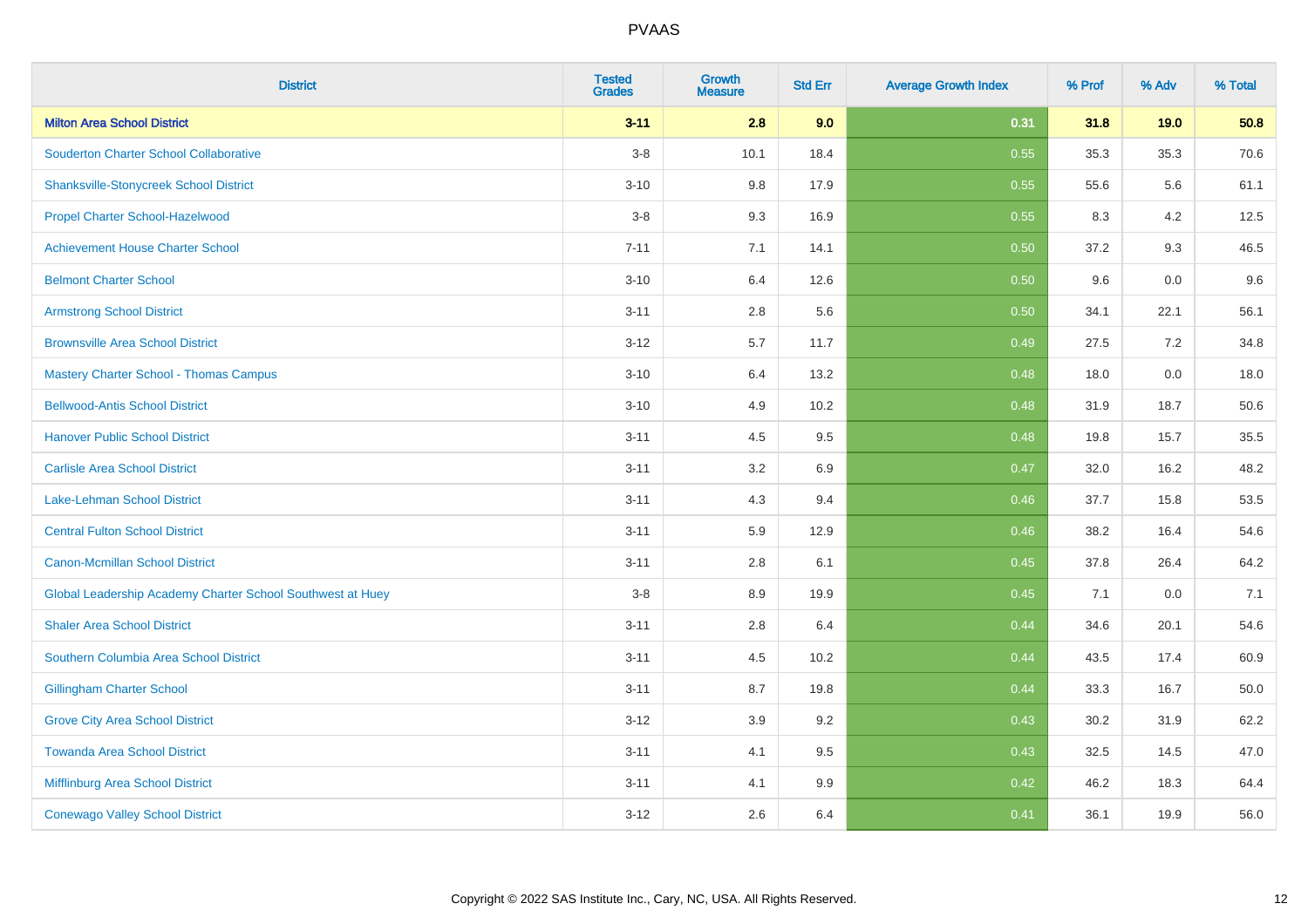# PVAAS

| District | Tested Grades | Growth Measure | Std Err | Average Growth Index | % Prof | % Adv | % Total |
|---|---|---|---|---|---|---|---|
| **Milton Area School District** | **3-11** | **2.8** | **9.0** | **0.31** | **31.8** | **19.0** | **50.8** |
| Souderton Charter School Collaborative | 3-8 | 10.1 | 18.4 | 0.55 | 35.3 | 35.3 | 70.6 |
| Shanksville-Stonycreek School District | 3-10 | 9.8 | 17.9 | 0.55 | 55.6 | 5.6 | 61.1 |
| Propel Charter School-Hazelwood | 3-8 | 9.3 | 16.9 | 0.55 | 8.3 | 4.2 | 12.5 |
| Achievement House Charter School | 7-11 | 7.1 | 14.1 | 0.50 | 37.2 | 9.3 | 46.5 |
| Belmont Charter School | 3-10 | 6.4 | 12.6 | 0.50 | 9.6 | 0.0 | 9.6 |
| Armstrong School District | 3-11 | 2.8 | 5.6 | 0.50 | 34.1 | 22.1 | 56.1 |
| Brownsville Area School District | 3-12 | 5.7 | 11.7 | 0.49 | 27.5 | 7.2 | 34.8 |
| Mastery Charter School - Thomas Campus | 3-10 | 6.4 | 13.2 | 0.48 | 18.0 | 0.0 | 18.0 |
| Bellwood-Antis School District | 3-10 | 4.9 | 10.2 | 0.48 | 31.9 | 18.7 | 50.6 |
| Hanover Public School District | 3-11 | 4.5 | 9.5 | 0.48 | 19.8 | 15.7 | 35.5 |
| Carlisle Area School District | 3-11 | 3.2 | 6.9 | 0.47 | 32.0 | 16.2 | 48.2 |
| Lake-Lehman School District | 3-11 | 4.3 | 9.4 | 0.46 | 37.7 | 15.8 | 53.5 |
| Central Fulton School District | 3-11 | 5.9 | 12.9 | 0.46 | 38.2 | 16.4 | 54.6 |
| Canon-Mcmillan School District | 3-11 | 2.8 | 6.1 | 0.45 | 37.8 | 26.4 | 64.2 |
| Global Leadership Academy Charter School Southwest at Huey | 3-8 | 8.9 | 19.9 | 0.45 | 7.1 | 0.0 | 7.1 |
| Shaler Area School District | 3-11 | 2.8 | 6.4 | 0.44 | 34.6 | 20.1 | 54.6 |
| Southern Columbia Area School District | 3-11 | 4.5 | 10.2 | 0.44 | 43.5 | 17.4 | 60.9 |
| Gillingham Charter School | 3-11 | 8.7 | 19.8 | 0.44 | 33.3 | 16.7 | 50.0 |
| Grove City Area School District | 3-12 | 3.9 | 9.2 | 0.43 | 30.2 | 31.9 | 62.2 |
| Towanda Area School District | 3-11 | 4.1 | 9.5 | 0.43 | 32.5 | 14.5 | 47.0 |
| Mifflinburg Area School District | 3-11 | 4.1 | 9.9 | 0.42 | 46.2 | 18.3 | 64.4 |
| Conewago Valley School District | 3-12 | 2.6 | 6.4 | 0.41 | 36.1 | 19.9 | 56.0 |

Copyright © 2022 SAS Institute Inc., Cary, NC, USA. All Rights Reserved.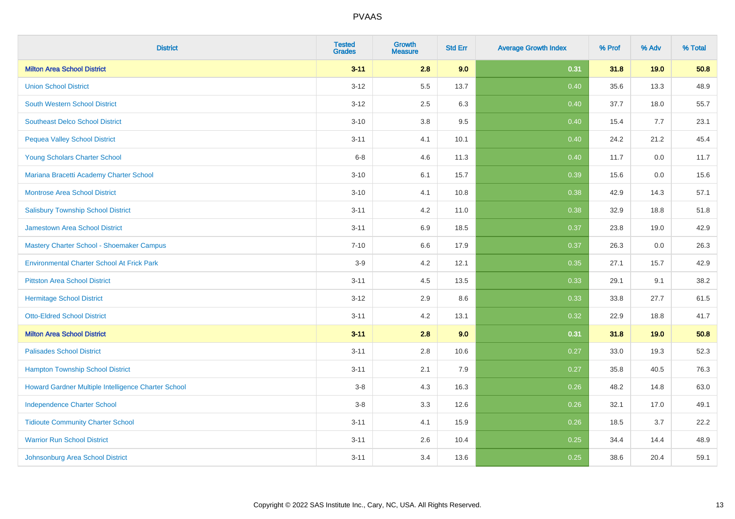| District | Tested Grades | Growth Measure | Std Err | Average Growth Index | % Prof | % Adv | % Total |
|---|---|---|---|---|---|---|---|
| **Milton Area School District** | **3-11** | **2.8** | **9.0** | **0.31** | **31.8** | **19.0** | **50.8** |
| Union School District | 3-12 | 5.5 | 13.7 | 0.40 | 35.6 | 13.3 | 48.9 |
| South Western School District | 3-12 | 2.5 | 6.3 | 0.40 | 37.7 | 18.0 | 55.7 |
| Southeast Delco School District | 3-10 | 3.8 | 9.5 | 0.40 | 15.4 | 7.7 | 23.1 |
| Pequea Valley School District | 3-11 | 4.1 | 10.1 | 0.40 | 24.2 | 21.2 | 45.4 |
| Young Scholars Charter School | 6-8 | 4.6 | 11.3 | 0.40 | 11.7 | 0.0 | 11.7 |
| Mariana Bracetti Academy Charter School | 3-10 | 6.1 | 15.7 | 0.39 | 15.6 | 0.0 | 15.6 |
| Montrose Area School District | 3-10 | 4.1 | 10.8 | 0.38 | 42.9 | 14.3 | 57.1 |
| Salisbury Township School District | 3-11 | 4.2 | 11.0 | 0.38 | 32.9 | 18.8 | 51.8 |
| Jamestown Area School District | 3-11 | 6.9 | 18.5 | 0.37 | 23.8 | 19.0 | 42.9 |
| Mastery Charter School - Shoemaker Campus | 7-10 | 6.6 | 17.9 | 0.37 | 26.3 | 0.0 | 26.3 |
| Environmental Charter School At Frick Park | 3-9 | 4.2 | 12.1 | 0.35 | 27.1 | 15.7 | 42.9 |
| Pittston Area School District | 3-11 | 4.5 | 13.5 | 0.33 | 29.1 | 9.1 | 38.2 |
| Hermitage School District | 3-12 | 2.9 | 8.6 | 0.33 | 33.8 | 27.7 | 61.5 |
| Otto-Eldred School District | 3-11 | 4.2 | 13.1 | 0.32 | 22.9 | 18.8 | 41.7 |
| **Milton Area School District** | **3-11** | **2.8** | **9.0** | **0.31** | **31.8** | **19.0** | **50.8** |
| Palisades School District | 3-11 | 2.8 | 10.6 | 0.27 | 33.0 | 19.3 | 52.3 |
| Hampton Township School District | 3-11 | 2.1 | 7.9 | 0.27 | 35.8 | 40.5 | 76.3 |
| Howard Gardner Multiple Intelligence Charter School | 3-8 | 4.3 | 16.3 | 0.26 | 48.2 | 14.8 | 63.0 |
| Independence Charter School | 3-8 | 3.3 | 12.6 | 0.26 | 32.1 | 17.0 | 49.1 |
| Tidioute Community Charter School | 3-11 | 4.1 | 15.9 | 0.26 | 18.5 | 3.7 | 22.2 |
| Warrior Run School District | 3-11 | 2.6 | 10.4 | 0.25 | 34.4 | 14.4 | 48.9 |
| Johnsonburg Area School District | 3-11 | 3.4 | 13.6 | 0.25 | 38.6 | 20.4 | 59.1 |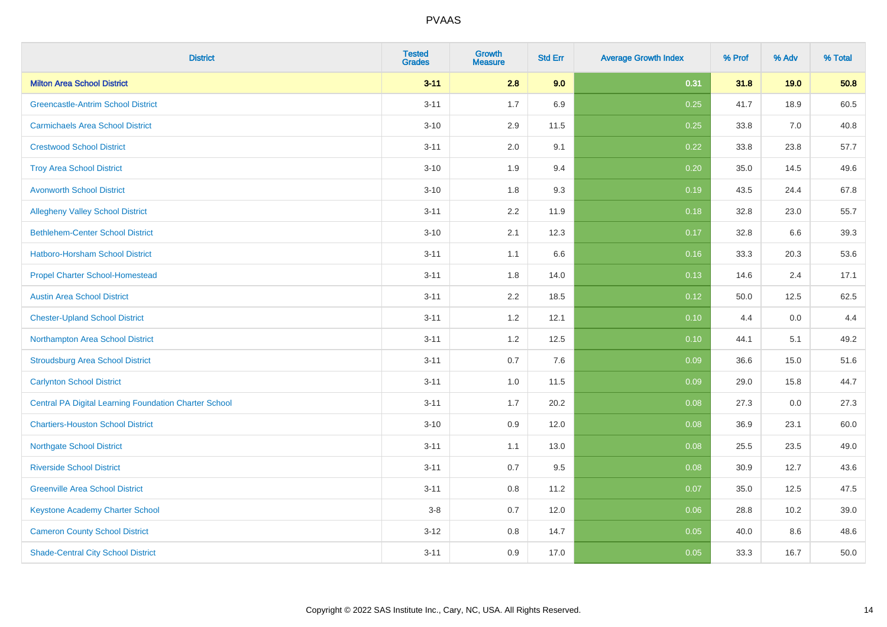# PVAAS

| District | Tested Grades | Growth Measure | Std Err | Average Growth Index | % Prof | % Adv | % Total |
|---|---|---|---|---|---|---|---|
| **Milton Area School District** | **3-11** | **2.8** | **9.0** | **0.31** | **31.8** | **19.0** | **50.8** |
| Greencastle-Antrim School District | 3-11 | 1.7 | 6.9 | 0.25 | 41.7 | 18.9 | 60.5 |
| Carmichaels Area School District | 3-10 | 2.9 | 11.5 | 0.25 | 33.8 | 7.0 | 40.8 |
| Crestwood School District | 3-11 | 2.0 | 9.1 | 0.22 | 33.8 | 23.8 | 57.7 |
| Troy Area School District | 3-10 | 1.9 | 9.4 | 0.20 | 35.0 | 14.5 | 49.6 |
| Avonworth School District | 3-10 | 1.8 | 9.3 | 0.19 | 43.5 | 24.4 | 67.8 |
| Allegheny Valley School District | 3-11 | 2.2 | 11.9 | 0.18 | 32.8 | 23.0 | 55.7 |
| Bethlehem-Center School District | 3-10 | 2.1 | 12.3 | 0.17 | 32.8 | 6.6 | 39.3 |
| Hatboro-Horsham School District | 3-11 | 1.1 | 6.6 | 0.16 | 33.3 | 20.3 | 53.6 |
| Propel Charter School-Homestead | 3-11 | 1.8 | 14.0 | 0.13 | 14.6 | 2.4 | 17.1 |
| Austin Area School District | 3-11 | 2.2 | 18.5 | 0.12 | 50.0 | 12.5 | 62.5 |
| Chester-Upland School District | 3-11 | 1.2 | 12.1 | 0.10 | 4.4 | 0.0 | 4.4 |
| Northampton Area School District | 3-11 | 1.2 | 12.5 | 0.10 | 44.1 | 5.1 | 49.2 |
| Stroudsburg Area School District | 3-11 | 0.7 | 7.6 | 0.09 | 36.6 | 15.0 | 51.6 |
| Carlynton School District | 3-11 | 1.0 | 11.5 | 0.09 | 29.0 | 15.8 | 44.7 |
| Central PA Digital Learning Foundation Charter School | 3-11 | 1.7 | 20.2 | 0.08 | 27.3 | 0.0 | 27.3 |
| Chartiers-Houston School District | 3-10 | 0.9 | 12.0 | 0.08 | 36.9 | 23.1 | 60.0 |
| Northgate School District | 3-11 | 1.1 | 13.0 | 0.08 | 25.5 | 23.5 | 49.0 |
| Riverside School District | 3-11 | 0.7 | 9.5 | 0.08 | 30.9 | 12.7 | 43.6 |
| Greenville Area School District | 3-11 | 0.8 | 11.2 | 0.07 | 35.0 | 12.5 | 47.5 |
| Keystone Academy Charter School | 3-8 | 0.7 | 12.0 | 0.06 | 28.8 | 10.2 | 39.0 |
| Cameron County School District | 3-12 | 0.8 | 14.7 | 0.05 | 40.0 | 8.6 | 48.6 |
| Shade-Central City School District | 3-11 | 0.9 | 17.0 | 0.05 | 33.3 | 16.7 | 50.0 |

Copyright © 2022 SAS Institute Inc., Cary, NC, USA. All Rights Reserved.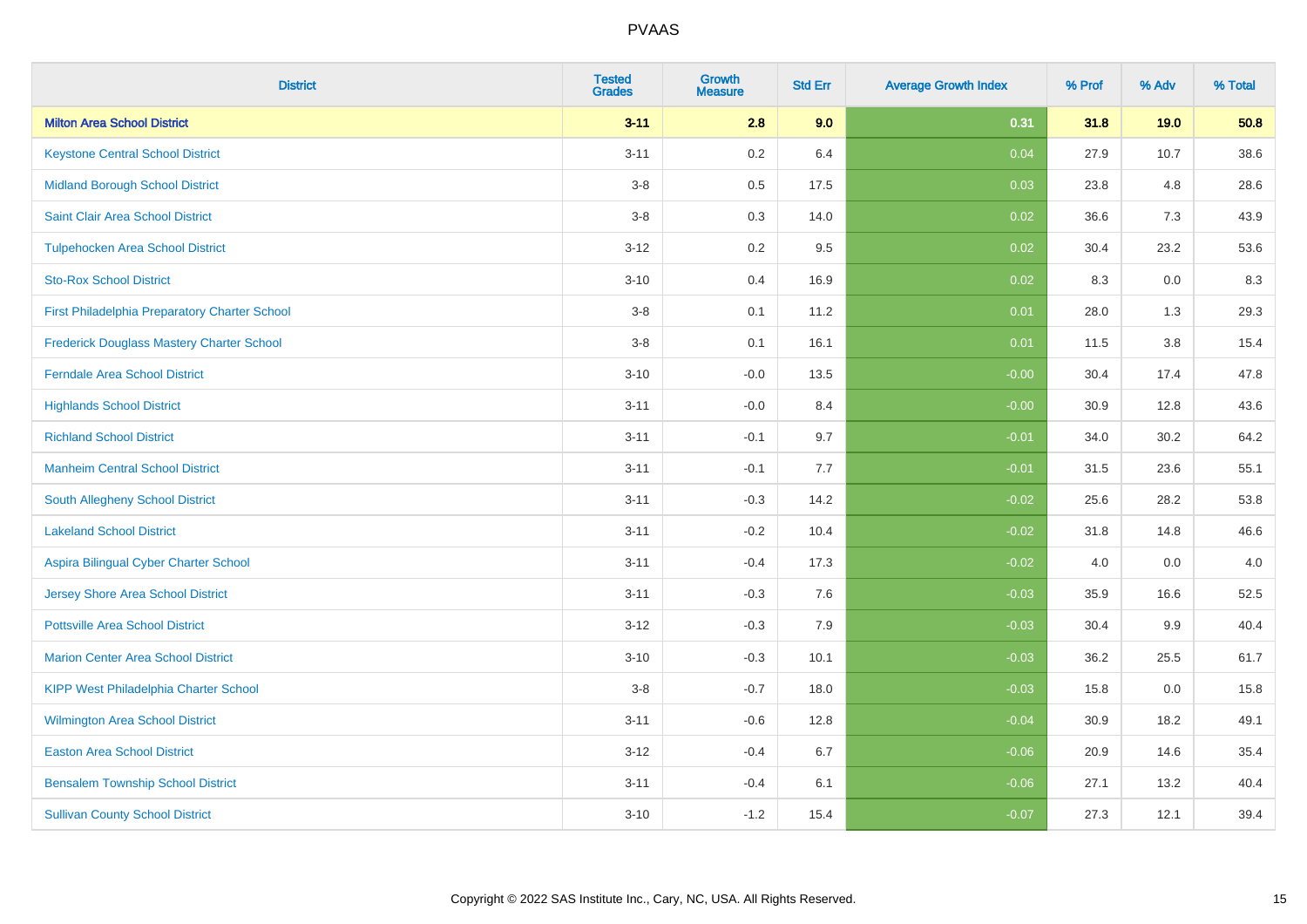| District | Tested Grades | Growth Measure | Std Err | Average Growth Index | % Prof | % Adv | % Total |
|---|---|---|---|---|---|---|---|
| **Milton Area School District** | **3-11** | **2.8** | **9.0** | **0.31** | **31.8** | **19.0** | **50.8** |
| Keystone Central School District | 3-11 | 0.2 | 6.4 | 0.04 | 27.9 | 10.7 | 38.6 |
| Midland Borough School District | 3-8 | 0.5 | 17.5 | 0.03 | 23.8 | 4.8 | 28.6 |
| Saint Clair Area School District | 3-8 | 0.3 | 14.0 | 0.02 | 36.6 | 7.3 | 43.9 |
| Tulpehocken Area School District | 3-12 | 0.2 | 9.5 | 0.02 | 30.4 | 23.2 | 53.6 |
| Sto-Rox School District | 3-10 | 0.4 | 16.9 | 0.02 | 8.3 | 0.0 | 8.3 |
| First Philadelphia Preparatory Charter School | 3-8 | 0.1 | 11.2 | 0.01 | 28.0 | 1.3 | 29.3 |
| Frederick Douglass Mastery Charter School | 3-8 | 0.1 | 16.1 | 0.01 | 11.5 | 3.8 | 15.4 |
| Ferndale Area School District | 3-10 | -0.0 | 13.5 | -0.00 | 30.4 | 17.4 | 47.8 |
| Highlands School District | 3-11 | -0.0 | 8.4 | -0.00 | 30.9 | 12.8 | 43.6 |
| Richland School District | 3-11 | -0.1 | 9.7 | -0.01 | 34.0 | 30.2 | 64.2 |
| Manheim Central School District | 3-11 | -0.1 | 7.7 | -0.01 | 31.5 | 23.6 | 55.1 |
| South Allegheny School District | 3-11 | -0.3 | 14.2 | -0.02 | 25.6 | 28.2 | 53.8 |
| Lakeland School District | 3-11 | -0.2 | 10.4 | -0.02 | 31.8 | 14.8 | 46.6 |
| Aspira Bilingual Cyber Charter School | 3-11 | -0.4 | 17.3 | -0.02 | 4.0 | 0.0 | 4.0 |
| Jersey Shore Area School District | 3-11 | -0.3 | 7.6 | -0.03 | 35.9 | 16.6 | 52.5 |
| Pottsville Area School District | 3-12 | -0.3 | 7.9 | -0.03 | 30.4 | 9.9 | 40.4 |
| Marion Center Area School District | 3-10 | -0.3 | 10.1 | -0.03 | 36.2 | 25.5 | 61.7 |
| KIPP West Philadelphia Charter School | 3-8 | -0.7 | 18.0 | -0.03 | 15.8 | 0.0 | 15.8 |
| Wilmington Area School District | 3-11 | -0.6 | 12.8 | -0.04 | 30.9 | 18.2 | 49.1 |
| Easton Area School District | 3-12 | -0.4 | 6.7 | -0.06 | 20.9 | 14.6 | 35.4 |
| Bensalem Township School District | 3-11 | -0.4 | 6.1 | -0.06 | 27.1 | 13.2 | 40.4 |
| Sullivan County School District | 3-10 | -1.2 | 15.4 | -0.07 | 27.3 | 12.1 | 39.4 |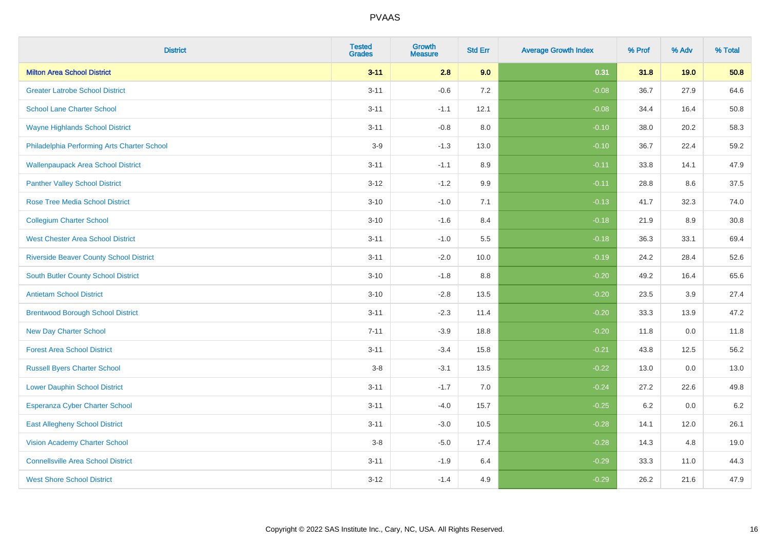# PVAAS

| District | Tested Grades | Growth Measure | Std Err | Average Growth Index | % Prof | % Adv | % Total |
|---|---|---|---|---|---|---|---|
| **Milton Area School District** | **3-11** | **2.8** | **9.0** | **0.31** | **31.8** | **19.0** | **50.8** |
| Greater Latrobe School District | 3-11 | -0.6 | 7.2 | -0.08 | 36.7 | 27.9 | 64.6 |
| School Lane Charter School | 3-11 | -1.1 | 12.1 | -0.08 | 34.4 | 16.4 | 50.8 |
| Wayne Highlands School District | 3-11 | -0.8 | 8.0 | -0.10 | 38.0 | 20.2 | 58.3 |
| Philadelphia Performing Arts Charter School | 3-9 | -1.3 | 13.0 | -0.10 | 36.7 | 22.4 | 59.2 |
| Wallenpaupack Area School District | 3-11 | -1.1 | 8.9 | -0.11 | 33.8 | 14.1 | 47.9 |
| Panther Valley School District | 3-12 | -1.2 | 9.9 | -0.11 | 28.8 | 8.6 | 37.5 |
| Rose Tree Media School District | 3-10 | -1.0 | 7.1 | -0.13 | 41.7 | 32.3 | 74.0 |
| Collegium Charter School | 3-10 | -1.6 | 8.4 | -0.18 | 21.9 | 8.9 | 30.8 |
| West Chester Area School District | 3-11 | -1.0 | 5.5 | -0.18 | 36.3 | 33.1 | 69.4 |
| Riverside Beaver County School District | 3-11 | -2.0 | 10.0 | -0.19 | 24.2 | 28.4 | 52.6 |
| South Butler County School District | 3-10 | -1.8 | 8.8 | -0.20 | 49.2 | 16.4 | 65.6 |
| Antietam School District | 3-10 | -2.8 | 13.5 | -0.20 | 23.5 | 3.9 | 27.4 |
| Brentwood Borough School District | 3-11 | -2.3 | 11.4 | -0.20 | 33.3 | 13.9 | 47.2 |
| New Day Charter School | 7-11 | -3.9 | 18.8 | -0.20 | 11.8 | 0.0 | 11.8 |
| Forest Area School District | 3-11 | -3.4 | 15.8 | -0.21 | 43.8 | 12.5 | 56.2 |
| Russell Byers Charter School | 3-8 | -3.1 | 13.5 | -0.22 | 13.0 | 0.0 | 13.0 |
| Lower Dauphin School District | 3-11 | -1.7 | 7.0 | -0.24 | 27.2 | 22.6 | 49.8 |
| Esperanza Cyber Charter School | 3-11 | -4.0 | 15.7 | -0.25 | 6.2 | 0.0 | 6.2 |
| East Allegheny School District | 3-11 | -3.0 | 10.5 | -0.28 | 14.1 | 12.0 | 26.1 |
| Vision Academy Charter School | 3-8 | -5.0 | 17.4 | -0.28 | 14.3 | 4.8 | 19.0 |
| Connellsville Area School District | 3-11 | -1.9 | 6.4 | -0.29 | 33.3 | 11.0 | 44.3 |
| West Shore School District | 3-12 | -1.4 | 4.9 | -0.29 | 26.2 | 21.6 | 47.9 |

Copyright © 2022 SAS Institute Inc., Cary, NC, USA. All Rights Reserved.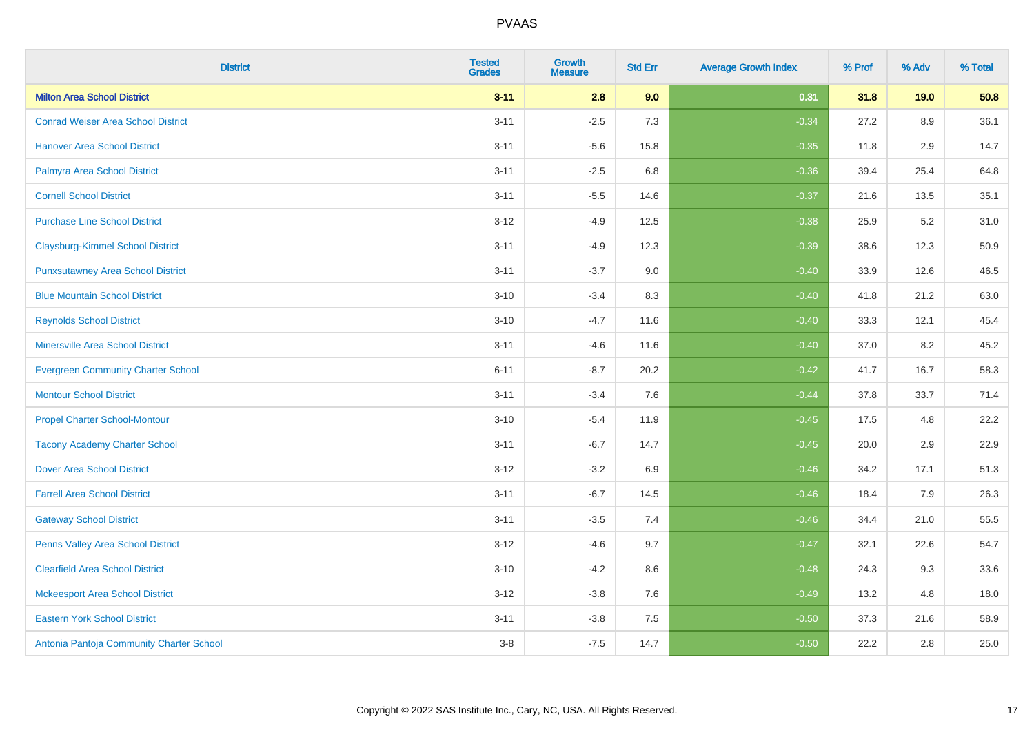# PVAAS

| District | Tested Grades | Growth Measure | Std Err | Average Growth Index | % Prof | % Adv | % Total |
|---|---|---|---|---|---|---|---|
| **Milton Area School District** | **3-11** | **2.8** | **9.0** | **0.31** | **31.8** | **19.0** | **50.8** |
| Conrad Weiser Area School District | 3-11 | -2.5 | 7.3 | -0.34 | 27.2 | 8.9 | 36.1 |
| Hanover Area School District | 3-11 | -5.6 | 15.8 | -0.35 | 11.8 | 2.9 | 14.7 |
| Palmyra Area School District | 3-11 | -2.5 | 6.8 | -0.36 | 39.4 | 25.4 | 64.8 |
| Cornell School District | 3-11 | -5.5 | 14.6 | -0.37 | 21.6 | 13.5 | 35.1 |
| Purchase Line School District | 3-12 | -4.9 | 12.5 | -0.38 | 25.9 | 5.2 | 31.0 |
| Claysburg-Kimmel School District | 3-11 | -4.9 | 12.3 | -0.39 | 38.6 | 12.3 | 50.9 |
| Punxsutawney Area School District | 3-11 | -3.7 | 9.0 | -0.40 | 33.9 | 12.6 | 46.5 |
| Blue Mountain School District | 3-10 | -3.4 | 8.3 | -0.40 | 41.8 | 21.2 | 63.0 |
| Reynolds School District | 3-10 | -4.7 | 11.6 | -0.40 | 33.3 | 12.1 | 45.4 |
| Minersville Area School District | 3-11 | -4.6 | 11.6 | -0.40 | 37.0 | 8.2 | 45.2 |
| Evergreen Community Charter School | 6-11 | -8.7 | 20.2 | -0.42 | 41.7 | 16.7 | 58.3 |
| Montour School District | 3-11 | -3.4 | 7.6 | -0.44 | 37.8 | 33.7 | 71.4 |
| Propel Charter School-Montour | 3-10 | -5.4 | 11.9 | -0.45 | 17.5 | 4.8 | 22.2 |
| Tacony Academy Charter School | 3-11 | -6.7 | 14.7 | -0.45 | 20.0 | 2.9 | 22.9 |
| Dover Area School District | 3-12 | -3.2 | 6.9 | -0.46 | 34.2 | 17.1 | 51.3 |
| Farrell Area School District | 3-11 | -6.7 | 14.5 | -0.46 | 18.4 | 7.9 | 26.3 |
| Gateway School District | 3-11 | -3.5 | 7.4 | -0.46 | 34.4 | 21.0 | 55.5 |
| Penns Valley Area School District | 3-12 | -4.6 | 9.7 | -0.47 | 32.1 | 22.6 | 54.7 |
| Clearfield Area School District | 3-10 | -4.2 | 8.6 | -0.48 | 24.3 | 9.3 | 33.6 |
| Mckeesport Area School District | 3-12 | -3.8 | 7.6 | -0.49 | 13.2 | 4.8 | 18.0 |
| Eastern York School District | 3-11 | -3.8 | 7.5 | -0.50 | 37.3 | 21.6 | 58.9 |
| Antonia Pantoja Community Charter School | 3-8 | -7.5 | 14.7 | -0.50 | 22.2 | 2.8 | 25.0 |

Copyright © 2022 SAS Institute Inc., Cary, NC, USA. All Rights Reserved.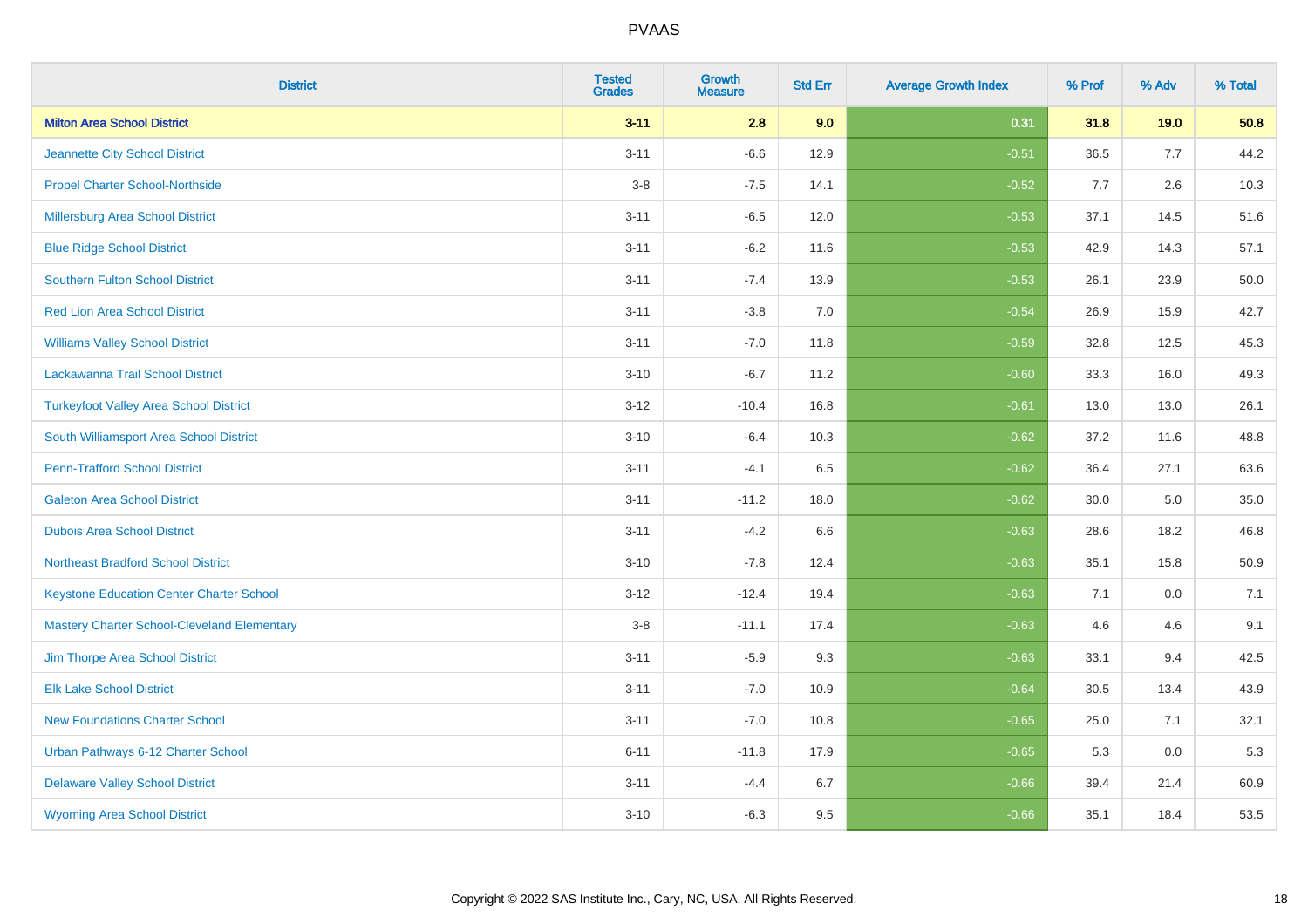| District | Tested Grades | Growth Measure | Std Err | Average Growth Index | % Prof | % Adv | % Total |
|---|---|---|---|---|---|---|---|
| **Milton Area School District** | **3-11** | **2.8** | **9.0** | **0.31** | **31.8** | **19.0** | **50.8** |
| Jeannette City School District | 3-11 | -6.6 | 12.9 | -0.51 | 36.5 | 7.7 | 44.2 |
| Propel Charter School-Northside | 3-8 | -7.5 | 14.1 | -0.52 | 7.7 | 2.6 | 10.3 |
| Millersburg Area School District | 3-11 | -6.5 | 12.0 | -0.53 | 37.1 | 14.5 | 51.6 |
| Blue Ridge School District | 3-11 | -6.2 | 11.6 | -0.53 | 42.9 | 14.3 | 57.1 |
| Southern Fulton School District | 3-11 | -7.4 | 13.9 | -0.53 | 26.1 | 23.9 | 50.0 |
| Red Lion Area School District | 3-11 | -3.8 | 7.0 | -0.54 | 26.9 | 15.9 | 42.7 |
| Williams Valley School District | 3-11 | -7.0 | 11.8 | -0.59 | 32.8 | 12.5 | 45.3 |
| Lackawanna Trail School District | 3-10 | -6.7 | 11.2 | -0.60 | 33.3 | 16.0 | 49.3 |
| Turkeyfoot Valley Area School District | 3-12 | -10.4 | 16.8 | -0.61 | 13.0 | 13.0 | 26.1 |
| South Williamsport Area School District | 3-10 | -6.4 | 10.3 | -0.62 | 37.2 | 11.6 | 48.8 |
| Penn-Trafford School District | 3-11 | -4.1 | 6.5 | -0.62 | 36.4 | 27.1 | 63.6 |
| Galeton Area School District | 3-11 | -11.2 | 18.0 | -0.62 | 30.0 | 5.0 | 35.0 |
| Dubois Area School District | 3-11 | -4.2 | 6.6 | -0.63 | 28.6 | 18.2 | 46.8 |
| Northeast Bradford School District | 3-10 | -7.8 | 12.4 | -0.63 | 35.1 | 15.8 | 50.9 |
| Keystone Education Center Charter School | 3-12 | -12.4 | 19.4 | -0.63 | 7.1 | 0.0 | 7.1 |
| Mastery Charter School-Cleveland Elementary | 3-8 | -11.1 | 17.4 | -0.63 | 4.6 | 4.6 | 9.1 |
| Jim Thorpe Area School District | 3-11 | -5.9 | 9.3 | -0.63 | 33.1 | 9.4 | 42.5 |
| Elk Lake School District | 3-11 | -7.0 | 10.9 | -0.64 | 30.5 | 13.4 | 43.9 |
| New Foundations Charter School | 3-11 | -7.0 | 10.8 | -0.65 | 25.0 | 7.1 | 32.1 |
| Urban Pathways 6-12 Charter School | 6-11 | -11.8 | 17.9 | -0.65 | 5.3 | 0.0 | 5.3 |
| Delaware Valley School District | 3-11 | -4.4 | 6.7 | -0.66 | 39.4 | 21.4 | 60.9 |
| Wyoming Area School District | 3-10 | -6.3 | 9.5 | -0.66 | 35.1 | 18.4 | 53.5 |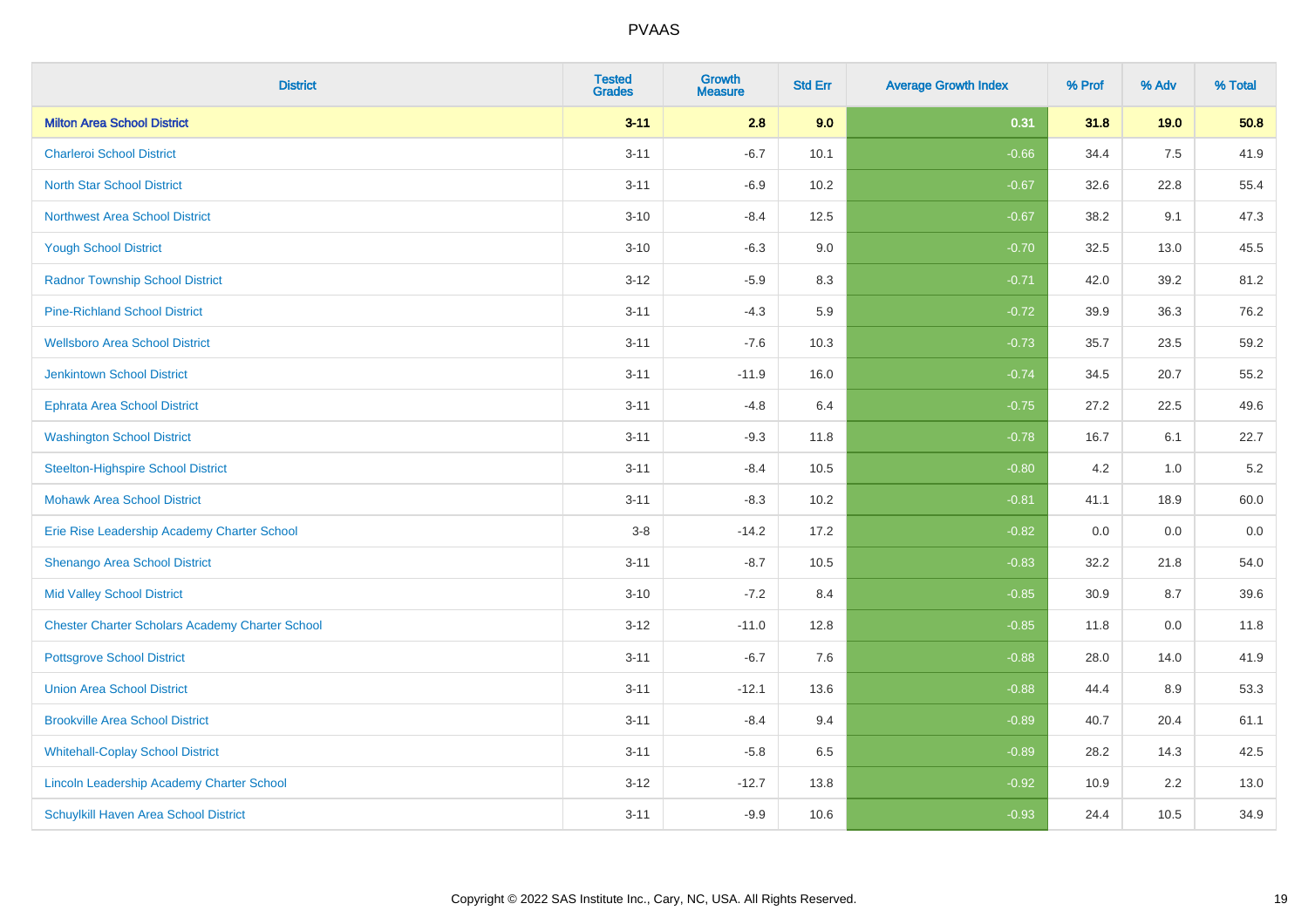# PVAAS

| District | Tested Grades | Growth Measure | Std Err | Average Growth Index | % Prof | % Adv | % Total |
|---|---|---|---|---|---|---|---|
| **Milton Area School District** | **3-11** | **2.8** | **9.0** | **0.31** | **31.8** | **19.0** | **50.8** |
| Charleroi School District | 3-11 | -6.7 | 10.1 | -0.66 | 34.4 | 7.5 | 41.9 |
| North Star School District | 3-11 | -6.9 | 10.2 | -0.67 | 32.6 | 22.8 | 55.4 |
| Northwest Area School District | 3-10 | -8.4 | 12.5 | -0.67 | 38.2 | 9.1 | 47.3 |
| Yough School District | 3-10 | -6.3 | 9.0 | -0.70 | 32.5 | 13.0 | 45.5 |
| Radnor Township School District | 3-12 | -5.9 | 8.3 | -0.71 | 42.0 | 39.2 | 81.2 |
| Pine-Richland School District | 3-11 | -4.3 | 5.9 | -0.72 | 39.9 | 36.3 | 76.2 |
| Wellsboro Area School District | 3-11 | -7.6 | 10.3 | -0.73 | 35.7 | 23.5 | 59.2 |
| Jenkintown School District | 3-11 | -11.9 | 16.0 | -0.74 | 34.5 | 20.7 | 55.2 |
| Ephrata Area School District | 3-11 | -4.8 | 6.4 | -0.75 | 27.2 | 22.5 | 49.6 |
| Washington School District | 3-11 | -9.3 | 11.8 | -0.78 | 16.7 | 6.1 | 22.7 |
| Steelton-Highspire School District | 3-11 | -8.4 | 10.5 | -0.80 | 4.2 | 1.0 | 5.2 |
| Mohawk Area School District | 3-11 | -8.3 | 10.2 | -0.81 | 41.1 | 18.9 | 60.0 |
| Erie Rise Leadership Academy Charter School | 3-8 | -14.2 | 17.2 | -0.82 | 0.0 | 0.0 | 0.0 |
| Shenango Area School District | 3-11 | -8.7 | 10.5 | -0.83 | 32.2 | 21.8 | 54.0 |
| Mid Valley School District | 3-10 | -7.2 | 8.4 | -0.85 | 30.9 | 8.7 | 39.6 |
| Chester Charter Scholars Academy Charter School | 3-12 | -11.0 | 12.8 | -0.85 | 11.8 | 0.0 | 11.8 |
| Pottsgrove School District | 3-11 | -6.7 | 7.6 | -0.88 | 28.0 | 14.0 | 41.9 |
| Union Area School District | 3-11 | -12.1 | 13.6 | -0.88 | 44.4 | 8.9 | 53.3 |
| Brookville Area School District | 3-11 | -8.4 | 9.4 | -0.89 | 40.7 | 20.4 | 61.1 |
| Whitehall-Coplay School District | 3-11 | -5.8 | 6.5 | -0.89 | 28.2 | 14.3 | 42.5 |
| Lincoln Leadership Academy Charter School | 3-12 | -12.7 | 13.8 | -0.92 | 10.9 | 2.2 | 13.0 |
| Schuylkill Haven Area School District | 3-11 | -9.9 | 10.6 | -0.93 | 24.4 | 10.5 | 34.9 |

Copyright © 2022 SAS Institute Inc., Cary, NC, USA. All Rights Reserved.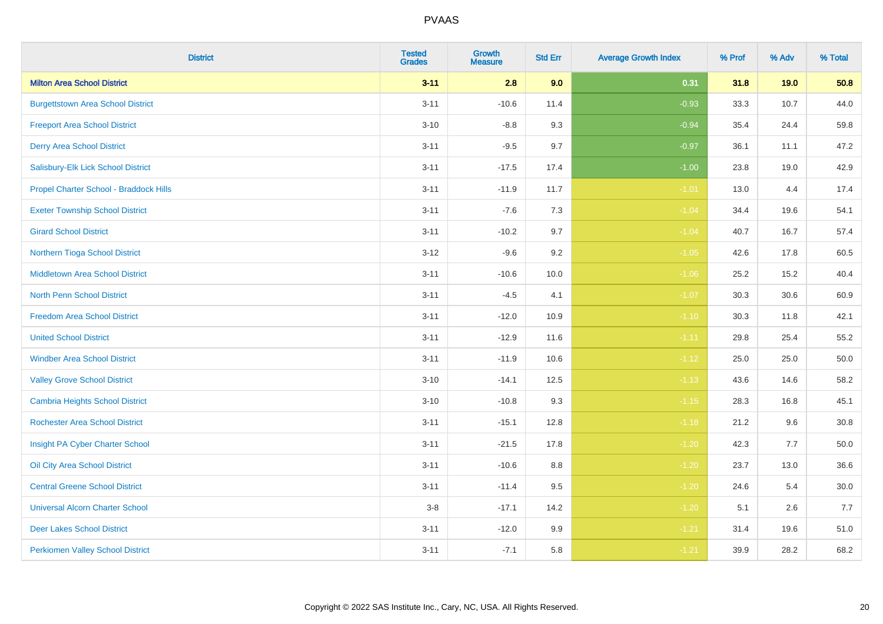| District | Tested Grades | Growth Measure | Std Err | Average Growth Index | % Prof | % Adv | % Total |
|---|---|---|---|---|---|---|---|
| **Milton Area School District** | **3-11** | **2.8** | **9.0** | **0.31** | **31.8** | **19.0** | **50.8** |
| Burgettstown Area School District | 3-11 | -10.6 | 11.4 | -0.93 | 33.3 | 10.7 | 44.0 |
| Freeport Area School District | 3-10 | -8.8 | 9.3 | -0.94 | 35.4 | 24.4 | 59.8 |
| Derry Area School District | 3-11 | -9.5 | 9.7 | -0.97 | 36.1 | 11.1 | 47.2 |
| Salisbury-Elk Lick School District | 3-11 | -17.5 | 17.4 | -1.00 | 23.8 | 19.0 | 42.9 |
| Propel Charter School - Braddock Hills | 3-11 | -11.9 | 11.7 | -1.01 | 13.0 | 4.4 | 17.4 |
| Exeter Township School District | 3-11 | -7.6 | 7.3 | -1.04 | 34.4 | 19.6 | 54.1 |
| Girard School District | 3-11 | -10.2 | 9.7 | -1.04 | 40.7 | 16.7 | 57.4 |
| Northern Tioga School District | 3-12 | -9.6 | 9.2 | -1.05 | 42.6 | 17.8 | 60.5 |
| Middletown Area School District | 3-11 | -10.6 | 10.0 | -1.06 | 25.2 | 15.2 | 40.4 |
| North Penn School District | 3-11 | -4.5 | 4.1 | -1.07 | 30.3 | 30.6 | 60.9 |
| Freedom Area School District | 3-11 | -12.0 | 10.9 | -1.10 | 30.3 | 11.8 | 42.1 |
| United School District | 3-11 | -12.9 | 11.6 | -1.11 | 29.8 | 25.4 | 55.2 |
| Windber Area School District | 3-11 | -11.9 | 10.6 | -1.12 | 25.0 | 25.0 | 50.0 |
| Valley Grove School District | 3-10 | -14.1 | 12.5 | -1.13 | 43.6 | 14.6 | 58.2 |
| Cambria Heights School District | 3-10 | -10.8 | 9.3 | -1.15 | 28.3 | 16.8 | 45.1 |
| Rochester Area School District | 3-11 | -15.1 | 12.8 | -1.18 | 21.2 | 9.6 | 30.8 |
| Insight PA Cyber Charter School | 3-11 | -21.5 | 17.8 | -1.20 | 42.3 | 7.7 | 50.0 |
| Oil City Area School District | 3-11 | -10.6 | 8.8 | -1.20 | 23.7 | 13.0 | 36.6 |
| Central Greene School District | 3-11 | -11.4 | 9.5 | -1.20 | 24.6 | 5.4 | 30.0 |
| Universal Alcorn Charter School | 3-8 | -17.1 | 14.2 | -1.20 | 5.1 | 2.6 | 7.7 |
| Deer Lakes School District | 3-11 | -12.0 | 9.9 | -1.21 | 31.4 | 19.6 | 51.0 |
| Perkiomen Valley School District | 3-11 | -7.1 | 5.8 | -1.21 | 39.9 | 28.2 | 68.2 |

Copyright © 2022 SAS Institute Inc., Cary, NC, USA. All Rights Reserved.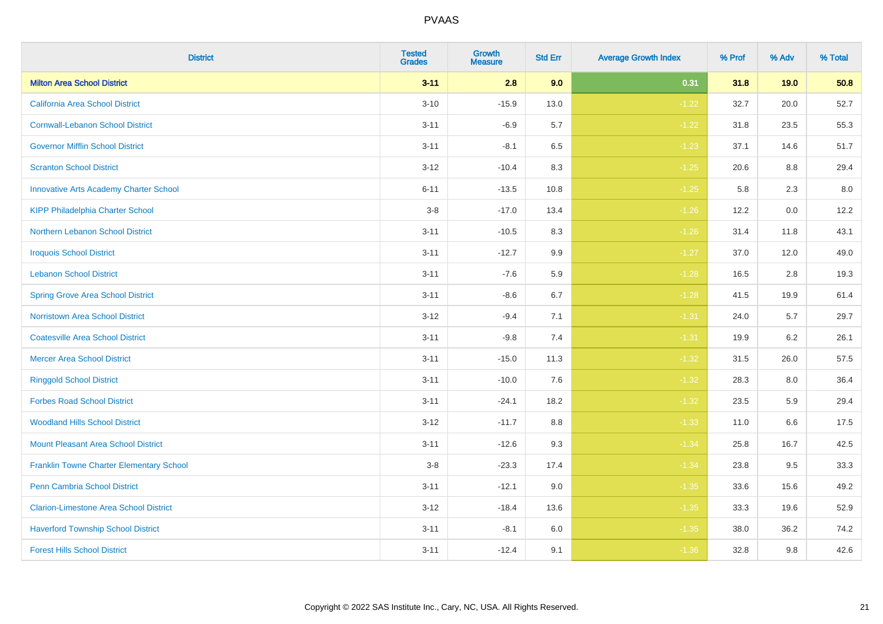# PVAAS

| District | Tested Grades | Growth Measure | Std Err | Average Growth Index | % Prof | % Adv | % Total |
|---|---|---|---|---|---|---|---|
| **Milton Area School District** | **3-11** | **2.8** | **9.0** | **0.31** | **31.8** | **19.0** | **50.8** |
| California Area School District | 3-10 | -15.9 | 13.0 | -1.22 | 32.7 | 20.0 | 52.7 |
| Cornwall-Lebanon School District | 3-11 | -6.9 | 5.7 | -1.22 | 31.8 | 23.5 | 55.3 |
| Governor Mifflin School District | 3-11 | -8.1 | 6.5 | -1.23 | 37.1 | 14.6 | 51.7 |
| Scranton School District | 3-12 | -10.4 | 8.3 | -1.25 | 20.6 | 8.8 | 29.4 |
| Innovative Arts Academy Charter School | 6-11 | -13.5 | 10.8 | -1.25 | 5.8 | 2.3 | 8.0 |
| KIPP Philadelphia Charter School | 3-8 | -17.0 | 13.4 | -1.26 | 12.2 | 0.0 | 12.2 |
| Northern Lebanon School District | 3-11 | -10.5 | 8.3 | -1.26 | 31.4 | 11.8 | 43.1 |
| Iroquois School District | 3-11 | -12.7 | 9.9 | -1.27 | 37.0 | 12.0 | 49.0 |
| Lebanon School District | 3-11 | -7.6 | 5.9 | -1.28 | 16.5 | 2.8 | 19.3 |
| Spring Grove Area School District | 3-11 | -8.6 | 6.7 | -1.28 | 41.5 | 19.9 | 61.4 |
| Norristown Area School District | 3-12 | -9.4 | 7.1 | -1.31 | 24.0 | 5.7 | 29.7 |
| Coatesville Area School District | 3-11 | -9.8 | 7.4 | -1.31 | 19.9 | 6.2 | 26.1 |
| Mercer Area School District | 3-11 | -15.0 | 11.3 | -1.32 | 31.5 | 26.0 | 57.5 |
| Ringgold School District | 3-11 | -10.0 | 7.6 | -1.32 | 28.3 | 8.0 | 36.4 |
| Forbes Road School District | 3-11 | -24.1 | 18.2 | -1.32 | 23.5 | 5.9 | 29.4 |
| Woodland Hills School District | 3-12 | -11.7 | 8.8 | -1.33 | 11.0 | 6.6 | 17.5 |
| Mount Pleasant Area School District | 3-11 | -12.6 | 9.3 | -1.34 | 25.8 | 16.7 | 42.5 |
| Franklin Towne Charter Elementary School | 3-8 | -23.3 | 17.4 | -1.34 | 23.8 | 9.5 | 33.3 |
| Penn Cambria School District | 3-11 | -12.1 | 9.0 | -1.35 | 33.6 | 15.6 | 49.2 |
| Clarion-Limestone Area School District | 3-12 | -18.4 | 13.6 | -1.35 | 33.3 | 19.6 | 52.9 |
| Haverford Township School District | 3-11 | -8.1 | 6.0 | -1.35 | 38.0 | 36.2 | 74.2 |
| Forest Hills School District | 3-11 | -12.4 | 9.1 | -1.36 | 32.8 | 9.8 | 42.6 |

Copyright © 2022 SAS Institute Inc., Cary, NC, USA. All Rights Reserved.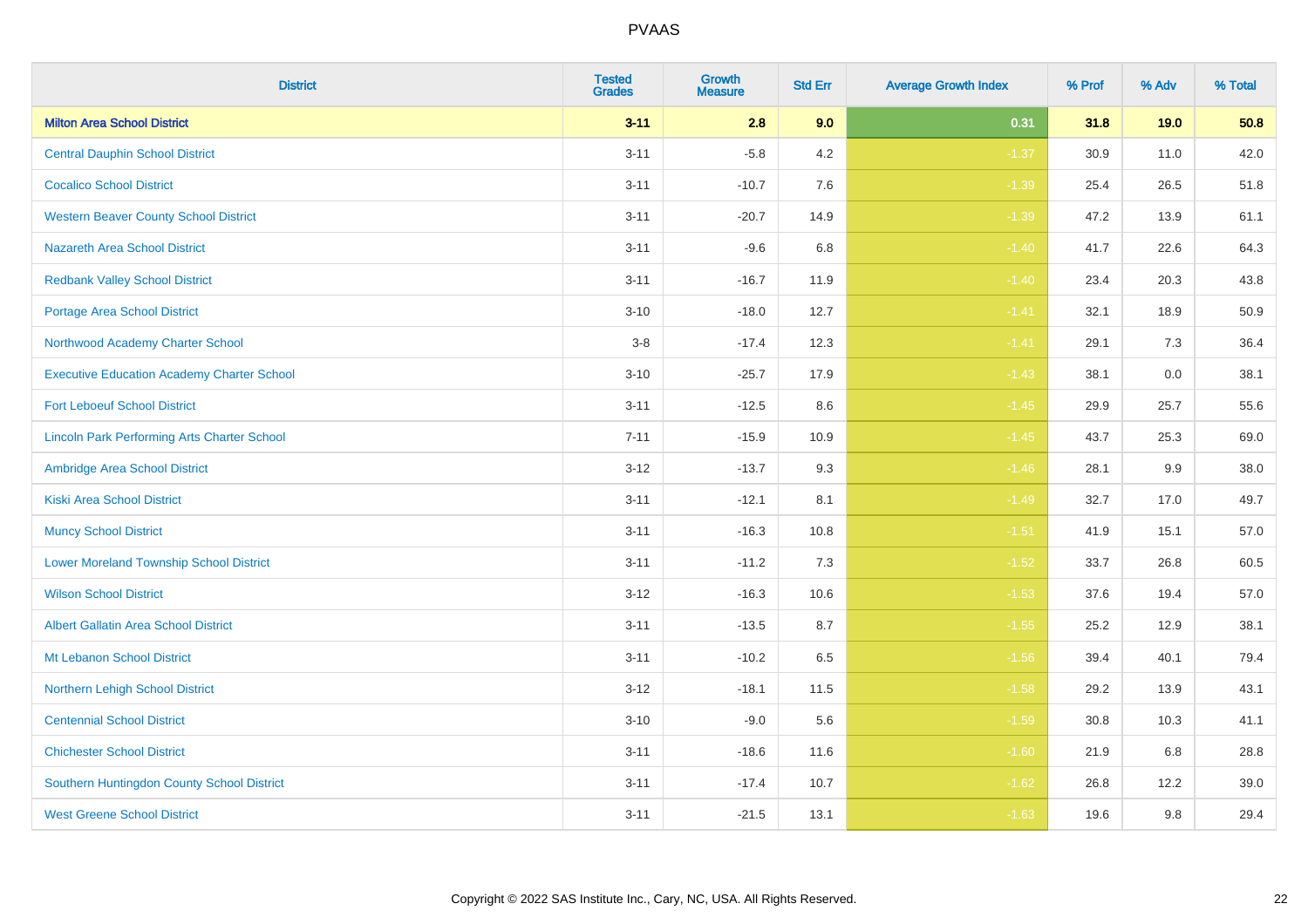| District | Tested Grades | Growth Measure | Std Err | Average Growth Index | % Prof | % Adv | % Total |
|---|---|---|---|---|---|---|---|
| **Milton Area School District** | **3-11** | **2.8** | **9.0** | **0.31** | **31.8** | **19.0** | **50.8** |
| Central Dauphin School District | 3-11 | -5.8 | 4.2 | -1.37 | 30.9 | 11.0 | 42.0 |
| Cocalico School District | 3-11 | -10.7 | 7.6 | -1.39 | 25.4 | 26.5 | 51.8 |
| Western Beaver County School District | 3-11 | -20.7 | 14.9 | -1.39 | 47.2 | 13.9 | 61.1 |
| Nazareth Area School District | 3-11 | -9.6 | 6.8 | -1.40 | 41.7 | 22.6 | 64.3 |
| Redbank Valley School District | 3-11 | -16.7 | 11.9 | -1.40 | 23.4 | 20.3 | 43.8 |
| Portage Area School District | 3-10 | -18.0 | 12.7 | -1.41 | 32.1 | 18.9 | 50.9 |
| Northwood Academy Charter School | 3-8 | -17.4 | 12.3 | -1.41 | 29.1 | 7.3 | 36.4 |
| Executive Education Academy Charter School | 3-10 | -25.7 | 17.9 | -1.43 | 38.1 | 0.0 | 38.1 |
| Fort Leboeuf School District | 3-11 | -12.5 | 8.6 | -1.45 | 29.9 | 25.7 | 55.6 |
| Lincoln Park Performing Arts Charter School | 7-11 | -15.9 | 10.9 | -1.45 | 43.7 | 25.3 | 69.0 |
| Ambridge Area School District | 3-12 | -13.7 | 9.3 | -1.46 | 28.1 | 9.9 | 38.0 |
| Kiski Area School District | 3-11 | -12.1 | 8.1 | -1.49 | 32.7 | 17.0 | 49.7 |
| Muncy School District | 3-11 | -16.3 | 10.8 | -1.51 | 41.9 | 15.1 | 57.0 |
| Lower Moreland Township School District | 3-11 | -11.2 | 7.3 | -1.52 | 33.7 | 26.8 | 60.5 |
| Wilson School District | 3-12 | -16.3 | 10.6 | -1.53 | 37.6 | 19.4 | 57.0 |
| Albert Gallatin Area School District | 3-11 | -13.5 | 8.7 | -1.55 | 25.2 | 12.9 | 38.1 |
| Mt Lebanon School District | 3-11 | -10.2 | 6.5 | -1.56 | 39.4 | 40.1 | 79.4 |
| Northern Lehigh School District | 3-12 | -18.1 | 11.5 | -1.58 | 29.2 | 13.9 | 43.1 |
| Centennial School District | 3-10 | -9.0 | 5.6 | -1.59 | 30.8 | 10.3 | 41.1 |
| Chichester School District | 3-11 | -18.6 | 11.6 | -1.60 | 21.9 | 6.8 | 28.8 |
| Southern Huntingdon County School District | 3-11 | -17.4 | 10.7 | -1.62 | 26.8 | 12.2 | 39.0 |
| West Greene School District | 3-11 | -21.5 | 13.1 | -1.63 | 19.6 | 9.8 | 29.4 |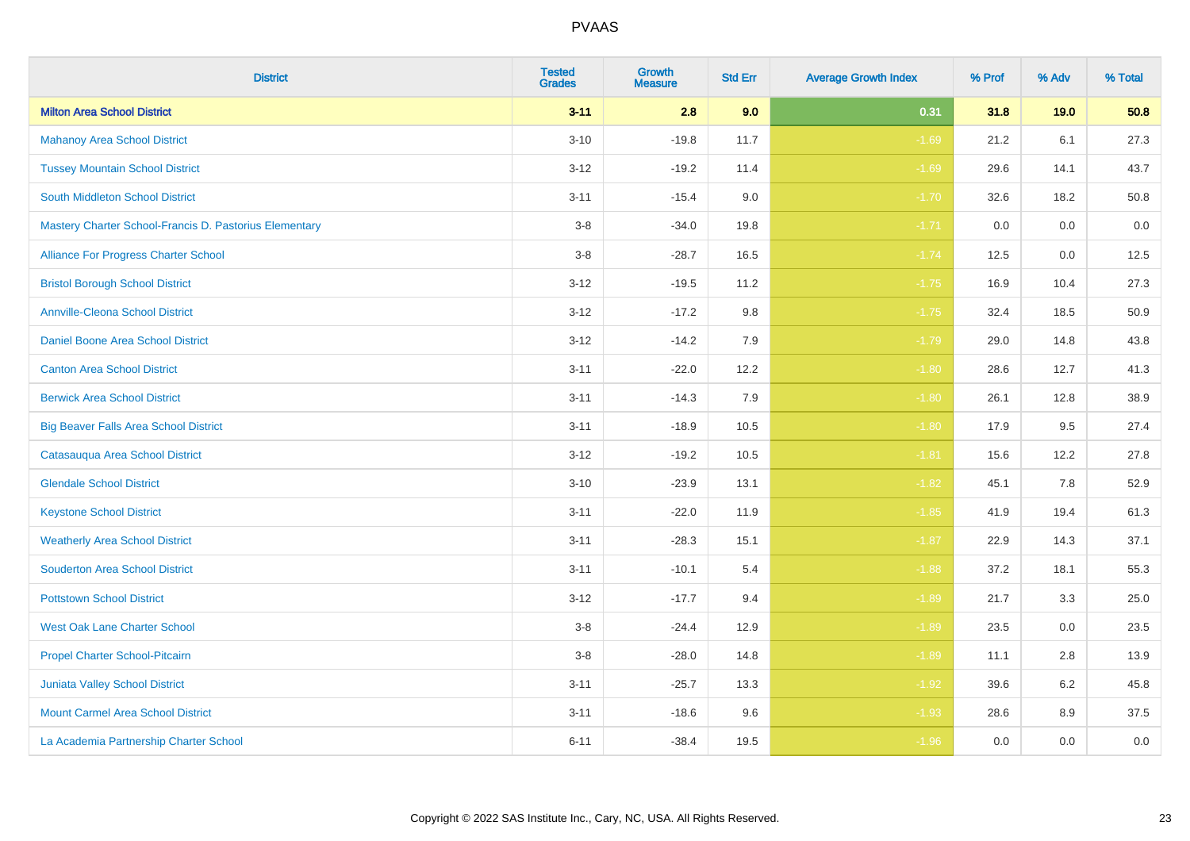| District | Tested Grades | Growth Measure | Std Err | Average Growth Index | % Prof | % Adv | % Total |
|---|---|---|---|---|---|---|---|
| **Milton Area School District** | **3-11** | **2.8** | **9.0** | **0.31** | **31.8** | **19.0** | **50.8** |
| Mahanoy Area School District | 3-10 | -19.8 | 11.7 | -1.69 | 21.2 | 6.1 | 27.3 |
| Tussey Mountain School District | 3-12 | -19.2 | 11.4 | -1.69 | 29.6 | 14.1 | 43.7 |
| South Middleton School District | 3-11 | -15.4 | 9.0 | -1.70 | 32.6 | 18.2 | 50.8 |
| Mastery Charter School-Francis D. Pastorius Elementary | 3-8 | -34.0 | 19.8 | -1.71 | 0.0 | 0.0 | 0.0 |
| Alliance For Progress Charter School | 3-8 | -28.7 | 16.5 | -1.74 | 12.5 | 0.0 | 12.5 |
| Bristol Borough School District | 3-12 | -19.5 | 11.2 | -1.75 | 16.9 | 10.4 | 27.3 |
| Annville-Cleona School District | 3-12 | -17.2 | 9.8 | -1.75 | 32.4 | 18.5 | 50.9 |
| Daniel Boone Area School District | 3-12 | -14.2 | 7.9 | -1.79 | 29.0 | 14.8 | 43.8 |
| Canton Area School District | 3-11 | -22.0 | 12.2 | -1.80 | 28.6 | 12.7 | 41.3 |
| Berwick Area School District | 3-11 | -14.3 | 7.9 | -1.80 | 26.1 | 12.8 | 38.9 |
| Big Beaver Falls Area School District | 3-11 | -18.9 | 10.5 | -1.80 | 17.9 | 9.5 | 27.4 |
| Catasauqua Area School District | 3-12 | -19.2 | 10.5 | -1.81 | 15.6 | 12.2 | 27.8 |
| Glendale School District | 3-10 | -23.9 | 13.1 | -1.82 | 45.1 | 7.8 | 52.9 |
| Keystone School District | 3-11 | -22.0 | 11.9 | -1.85 | 41.9 | 19.4 | 61.3 |
| Weatherly Area School District | 3-11 | -28.3 | 15.1 | -1.87 | 22.9 | 14.3 | 37.1 |
| Souderton Area School District | 3-11 | -10.1 | 5.4 | -1.88 | 37.2 | 18.1 | 55.3 |
| Pottstown School District | 3-12 | -17.7 | 9.4 | -1.89 | 21.7 | 3.3 | 25.0 |
| West Oak Lane Charter School | 3-8 | -24.4 | 12.9 | -1.89 | 23.5 | 0.0 | 23.5 |
| Propel Charter School-Pitcairn | 3-8 | -28.0 | 14.8 | -1.89 | 11.1 | 2.8 | 13.9 |
| Juniata Valley School District | 3-11 | -25.7 | 13.3 | -1.92 | 39.6 | 6.2 | 45.8 |
| Mount Carmel Area School District | 3-11 | -18.6 | 9.6 | -1.93 | 28.6 | 8.9 | 37.5 |
| La Academia Partnership Charter School | 6-11 | -38.4 | 19.5 | -1.96 | 0.0 | 0.0 | 0.0 |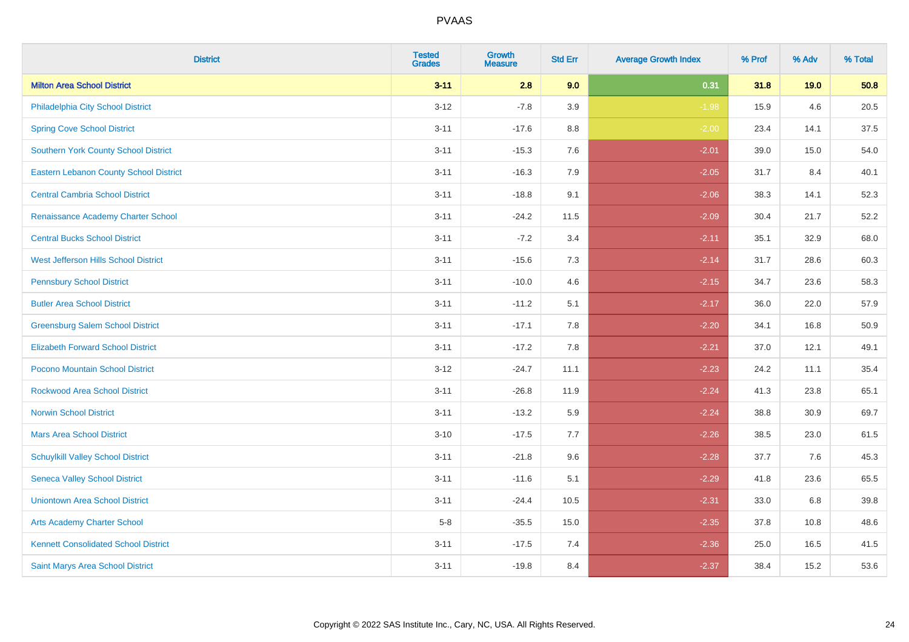| District | Tested Grades | Growth Measure | Std Err | Average Growth Index | % Prof | % Adv | % Total |
|---|---|---|---|---|---|---|---|
| **Milton Area School District** | **3-11** | **2.8** | **9.0** | **0.31** | **31.8** | **19.0** | **50.8** |
| Philadelphia City School District | 3-12 | -7.8 | 3.9 | -1.98 | 15.9 | 4.6 | 20.5 |
| Spring Cove School District | 3-11 | -17.6 | 8.8 | -2.00 | 23.4 | 14.1 | 37.5 |
| Southern York County School District | 3-11 | -15.3 | 7.6 | -2.01 | 39.0 | 15.0 | 54.0 |
| Eastern Lebanon County School District | 3-11 | -16.3 | 7.9 | -2.05 | 31.7 | 8.4 | 40.1 |
| Central Cambria School District | 3-11 | -18.8 | 9.1 | -2.06 | 38.3 | 14.1 | 52.3 |
| Renaissance Academy Charter School | 3-11 | -24.2 | 11.5 | -2.09 | 30.4 | 21.7 | 52.2 |
| Central Bucks School District | 3-11 | -7.2 | 3.4 | -2.11 | 35.1 | 32.9 | 68.0 |
| West Jefferson Hills School District | 3-11 | -15.6 | 7.3 | -2.14 | 31.7 | 28.6 | 60.3 |
| Pennsbury School District | 3-11 | -10.0 | 4.6 | -2.15 | 34.7 | 23.6 | 58.3 |
| Butler Area School District | 3-11 | -11.2 | 5.1 | -2.17 | 36.0 | 22.0 | 57.9 |
| Greensburg Salem School District | 3-11 | -17.1 | 7.8 | -2.20 | 34.1 | 16.8 | 50.9 |
| Elizabeth Forward School District | 3-11 | -17.2 | 7.8 | -2.21 | 37.0 | 12.1 | 49.1 |
| Pocono Mountain School District | 3-12 | -24.7 | 11.1 | -2.23 | 24.2 | 11.1 | 35.4 |
| Rockwood Area School District | 3-11 | -26.8 | 11.9 | -2.24 | 41.3 | 23.8 | 65.1 |
| Norwin School District | 3-11 | -13.2 | 5.9 | -2.24 | 38.8 | 30.9 | 69.7 |
| Mars Area School District | 3-10 | -17.5 | 7.7 | -2.26 | 38.5 | 23.0 | 61.5 |
| Schuylkill Valley School District | 3-11 | -21.8 | 9.6 | -2.28 | 37.7 | 7.6 | 45.3 |
| Seneca Valley School District | 3-11 | -11.6 | 5.1 | -2.29 | 41.8 | 23.6 | 65.5 |
| Uniontown Area School District | 3-11 | -24.4 | 10.5 | -2.31 | 33.0 | 6.8 | 39.8 |
| Arts Academy Charter School | 5-8 | -35.5 | 15.0 | -2.35 | 37.8 | 10.8 | 48.6 |
| Kennett Consolidated School District | 3-11 | -17.5 | 7.4 | -2.36 | 25.0 | 16.5 | 41.5 |
| Saint Marys Area School District | 3-11 | -19.8 | 8.4 | -2.37 | 38.4 | 15.2 | 53.6 |

Copyright © 2022 SAS Institute Inc., Cary, NC, USA. All Rights Reserved.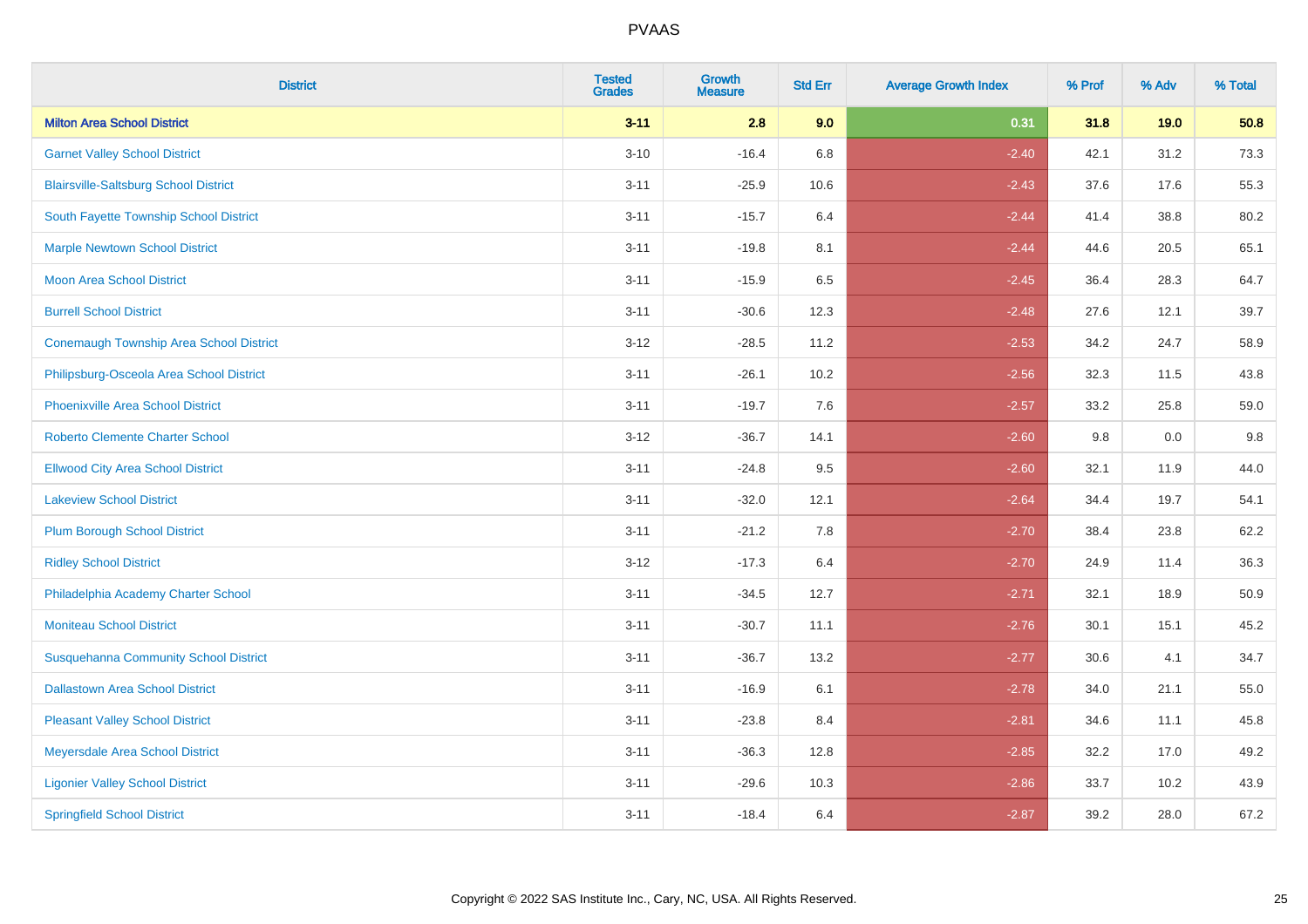| District | Tested Grades | Growth Measure | Std Err | Average Growth Index | % Prof | % Adv | % Total |
|---|---|---|---|---|---|---|---|
| **Milton Area School District** | **3-11** | **2.8** | **9.0** | **0.31** | **31.8** | **19.0** | **50.8** |
| Garnet Valley School District | 3-10 | -16.4 | 6.8 | -2.40 | 42.1 | 31.2 | 73.3 |
| Blairsville-Saltsburg School District | 3-11 | -25.9 | 10.6 | -2.43 | 37.6 | 17.6 | 55.3 |
| South Fayette Township School District | 3-11 | -15.7 | 6.4 | -2.44 | 41.4 | 38.8 | 80.2 |
| Marple Newtown School District | 3-11 | -19.8 | 8.1 | -2.44 | 44.6 | 20.5 | 65.1 |
| Moon Area School District | 3-11 | -15.9 | 6.5 | -2.45 | 36.4 | 28.3 | 64.7 |
| Burrell School District | 3-11 | -30.6 | 12.3 | -2.48 | 27.6 | 12.1 | 39.7 |
| Conemaugh Township Area School District | 3-12 | -28.5 | 11.2 | -2.53 | 34.2 | 24.7 | 58.9 |
| Philipsburg-Osceola Area School District | 3-11 | -26.1 | 10.2 | -2.56 | 32.3 | 11.5 | 43.8 |
| Phoenixville Area School District | 3-11 | -19.7 | 7.6 | -2.57 | 33.2 | 25.8 | 59.0 |
| Roberto Clemente Charter School | 3-12 | -36.7 | 14.1 | -2.60 | 9.8 | 0.0 | 9.8 |
| Ellwood City Area School District | 3-11 | -24.8 | 9.5 | -2.60 | 32.1 | 11.9 | 44.0 |
| Lakeview School District | 3-11 | -32.0 | 12.1 | -2.64 | 34.4 | 19.7 | 54.1 |
| Plum Borough School District | 3-11 | -21.2 | 7.8 | -2.70 | 38.4 | 23.8 | 62.2 |
| Ridley School District | 3-12 | -17.3 | 6.4 | -2.70 | 24.9 | 11.4 | 36.3 |
| Philadelphia Academy Charter School | 3-11 | -34.5 | 12.7 | -2.71 | 32.1 | 18.9 | 50.9 |
| Moniteau School District | 3-11 | -30.7 | 11.1 | -2.76 | 30.1 | 15.1 | 45.2 |
| Susquehanna Community School District | 3-11 | -36.7 | 13.2 | -2.77 | 30.6 | 4.1 | 34.7 |
| Dallastown Area School District | 3-11 | -16.9 | 6.1 | -2.78 | 34.0 | 21.1 | 55.0 |
| Pleasant Valley School District | 3-11 | -23.8 | 8.4 | -2.81 | 34.6 | 11.1 | 45.8 |
| Meyersdale Area School District | 3-11 | -36.3 | 12.8 | -2.85 | 32.2 | 17.0 | 49.2 |
| Ligonier Valley School District | 3-11 | -29.6 | 10.3 | -2.86 | 33.7 | 10.2 | 43.9 |
| Springfield School District | 3-11 | -18.4 | 6.4 | -2.87 | 39.2 | 28.0 | 67.2 |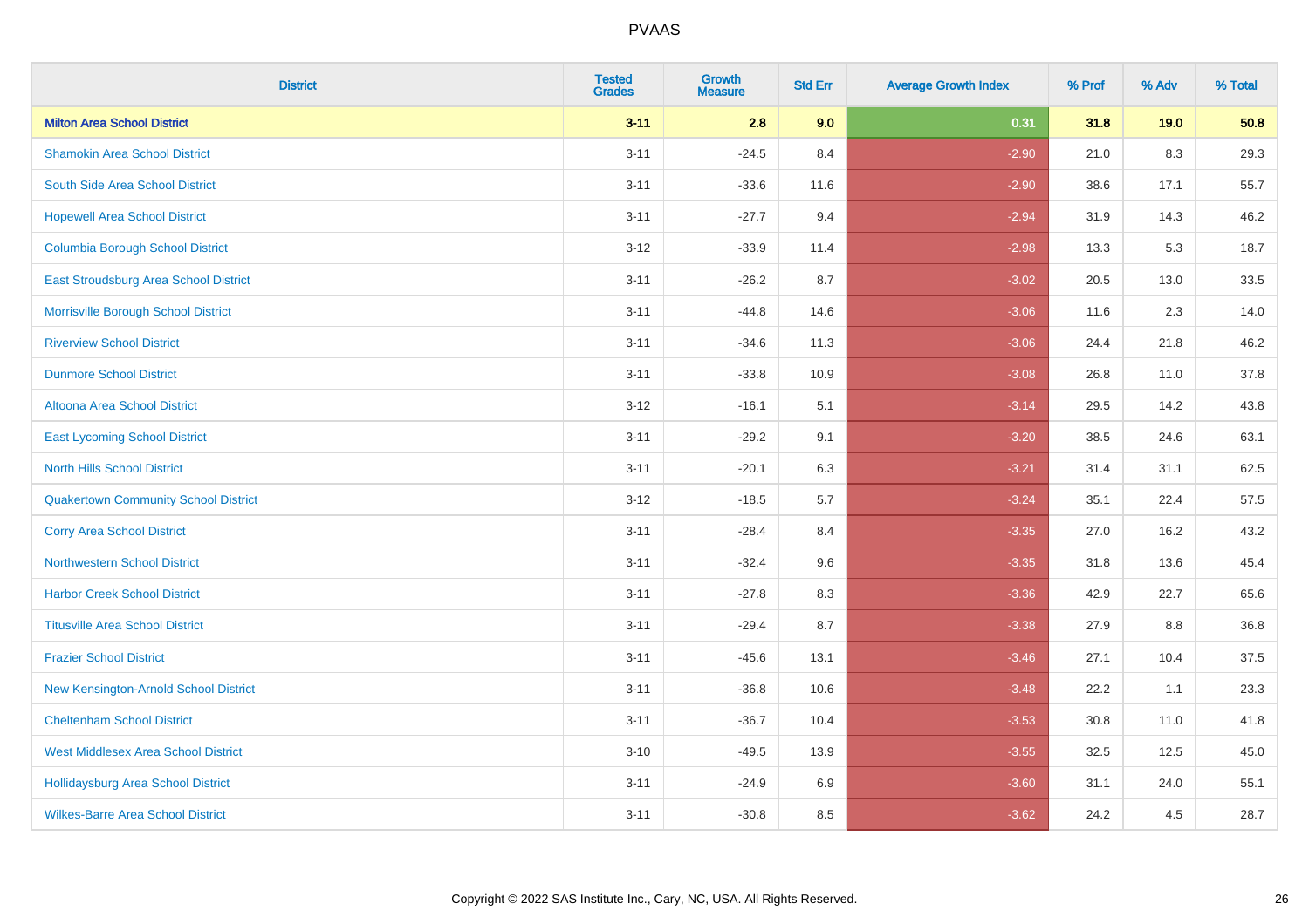| District | Tested Grades | Growth Measure | Std Err | Average Growth Index | % Prof | % Adv | % Total |
|---|---|---|---|---|---|---|---|
| **Milton Area School District** | **3-11** | **2.8** | **9.0** | **0.31** | **31.8** | **19.0** | **50.8** |
| Shamokin Area School District | 3-11 | -24.5 | 8.4 | -2.90 | 21.0 | 8.3 | 29.3 |
| South Side Area School District | 3-11 | -33.6 | 11.6 | -2.90 | 38.6 | 17.1 | 55.7 |
| Hopewell Area School District | 3-11 | -27.7 | 9.4 | -2.94 | 31.9 | 14.3 | 46.2 |
| Columbia Borough School District | 3-12 | -33.9 | 11.4 | -2.98 | 13.3 | 5.3 | 18.7 |
| East Stroudsburg Area School District | 3-11 | -26.2 | 8.7 | -3.02 | 20.5 | 13.0 | 33.5 |
| Morrisville Borough School District | 3-11 | -44.8 | 14.6 | -3.06 | 11.6 | 2.3 | 14.0 |
| Riverview School District | 3-11 | -34.6 | 11.3 | -3.06 | 24.4 | 21.8 | 46.2 |
| Dunmore School District | 3-11 | -33.8 | 10.9 | -3.08 | 26.8 | 11.0 | 37.8 |
| Altoona Area School District | 3-12 | -16.1 | 5.1 | -3.14 | 29.5 | 14.2 | 43.8 |
| East Lycoming School District | 3-11 | -29.2 | 9.1 | -3.20 | 38.5 | 24.6 | 63.1 |
| North Hills School District | 3-11 | -20.1 | 6.3 | -3.21 | 31.4 | 31.1 | 62.5 |
| Quakertown Community School District | 3-12 | -18.5 | 5.7 | -3.24 | 35.1 | 22.4 | 57.5 |
| Corry Area School District | 3-11 | -28.4 | 8.4 | -3.35 | 27.0 | 16.2 | 43.2 |
| Northwestern School District | 3-11 | -32.4 | 9.6 | -3.35 | 31.8 | 13.6 | 45.4 |
| Harbor Creek School District | 3-11 | -27.8 | 8.3 | -3.36 | 42.9 | 22.7 | 65.6 |
| Titusville Area School District | 3-11 | -29.4 | 8.7 | -3.38 | 27.9 | 8.8 | 36.8 |
| Frazier School District | 3-11 | -45.6 | 13.1 | -3.46 | 27.1 | 10.4 | 37.5 |
| New Kensington-Arnold School District | 3-11 | -36.8 | 10.6 | -3.48 | 22.2 | 1.1 | 23.3 |
| Cheltenham School District | 3-11 | -36.7 | 10.4 | -3.53 | 30.8 | 11.0 | 41.8 |
| West Middlesex Area School District | 3-10 | -49.5 | 13.9 | -3.55 | 32.5 | 12.5 | 45.0 |
| Hollidaysburg Area School District | 3-11 | -24.9 | 6.9 | -3.60 | 31.1 | 24.0 | 55.1 |
| Wilkes-Barre Area School District | 3-11 | -30.8 | 8.5 | -3.62 | 24.2 | 4.5 | 28.7 |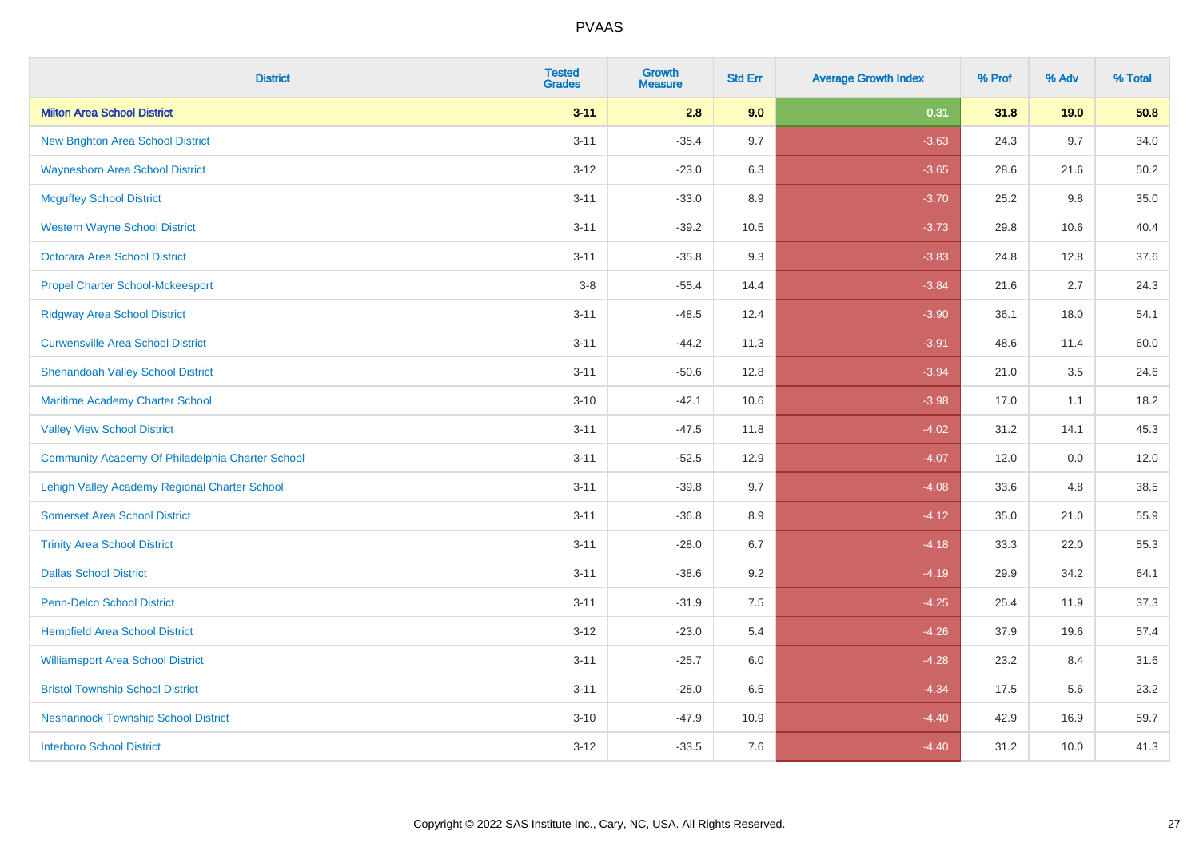| District | Tested Grades | Growth Measure | Std Err | Average Growth Index | % Prof | % Adv | % Total |
|---|---|---|---|---|---|---|---|
| **Milton Area School District** | **3-11** | **2.8** | **9.0** | **0.31** | **31.8** | **19.0** | **50.8** |
| New Brighton Area School District | 3-11 | -35.4 | 9.7 | -3.63 | 24.3 | 9.7 | 34.0 |
| Waynesboro Area School District | 3-12 | -23.0 | 6.3 | -3.65 | 28.6 | 21.6 | 50.2 |
| Mcguffey School District | 3-11 | -33.0 | 8.9 | -3.70 | 25.2 | 9.8 | 35.0 |
| Western Wayne School District | 3-11 | -39.2 | 10.5 | -3.73 | 29.8 | 10.6 | 40.4 |
| Octorara Area School District | 3-11 | -35.8 | 9.3 | -3.83 | 24.8 | 12.8 | 37.6 |
| Propel Charter School-Mckeesport | 3-8 | -55.4 | 14.4 | -3.84 | 21.6 | 2.7 | 24.3 |
| Ridgway Area School District | 3-11 | -48.5 | 12.4 | -3.90 | 36.1 | 18.0 | 54.1 |
| Curwensville Area School District | 3-11 | -44.2 | 11.3 | -3.91 | 48.6 | 11.4 | 60.0 |
| Shenandoah Valley School District | 3-11 | -50.6 | 12.8 | -3.94 | 21.0 | 3.5 | 24.6 |
| Maritime Academy Charter School | 3-10 | -42.1 | 10.6 | -3.98 | 17.0 | 1.1 | 18.2 |
| Valley View School District | 3-11 | -47.5 | 11.8 | -4.02 | 31.2 | 14.1 | 45.3 |
| Community Academy Of Philadelphia Charter School | 3-11 | -52.5 | 12.9 | -4.07 | 12.0 | 0.0 | 12.0 |
| Lehigh Valley Academy Regional Charter School | 3-11 | -39.8 | 9.7 | -4.08 | 33.6 | 4.8 | 38.5 |
| Somerset Area School District | 3-11 | -36.8 | 8.9 | -4.12 | 35.0 | 21.0 | 55.9 |
| Trinity Area School District | 3-11 | -28.0 | 6.7 | -4.18 | 33.3 | 22.0 | 55.3 |
| Dallas School District | 3-11 | -38.6 | 9.2 | -4.19 | 29.9 | 34.2 | 64.1 |
| Penn-Delco School District | 3-11 | -31.9 | 7.5 | -4.25 | 25.4 | 11.9 | 37.3 |
| Hempfield Area School District | 3-12 | -23.0 | 5.4 | -4.26 | 37.9 | 19.6 | 57.4 |
| Williamsport Area School District | 3-11 | -25.7 | 6.0 | -4.28 | 23.2 | 8.4 | 31.6 |
| Bristol Township School District | 3-11 | -28.0 | 6.5 | -4.34 | 17.5 | 5.6 | 23.2 |
| Neshannock Township School District | 3-10 | -47.9 | 10.9 | -4.40 | 42.9 | 16.9 | 59.7 |
| Interboro School District | 3-12 | -33.5 | 7.6 | -4.40 | 31.2 | 10.0 | 41.3 |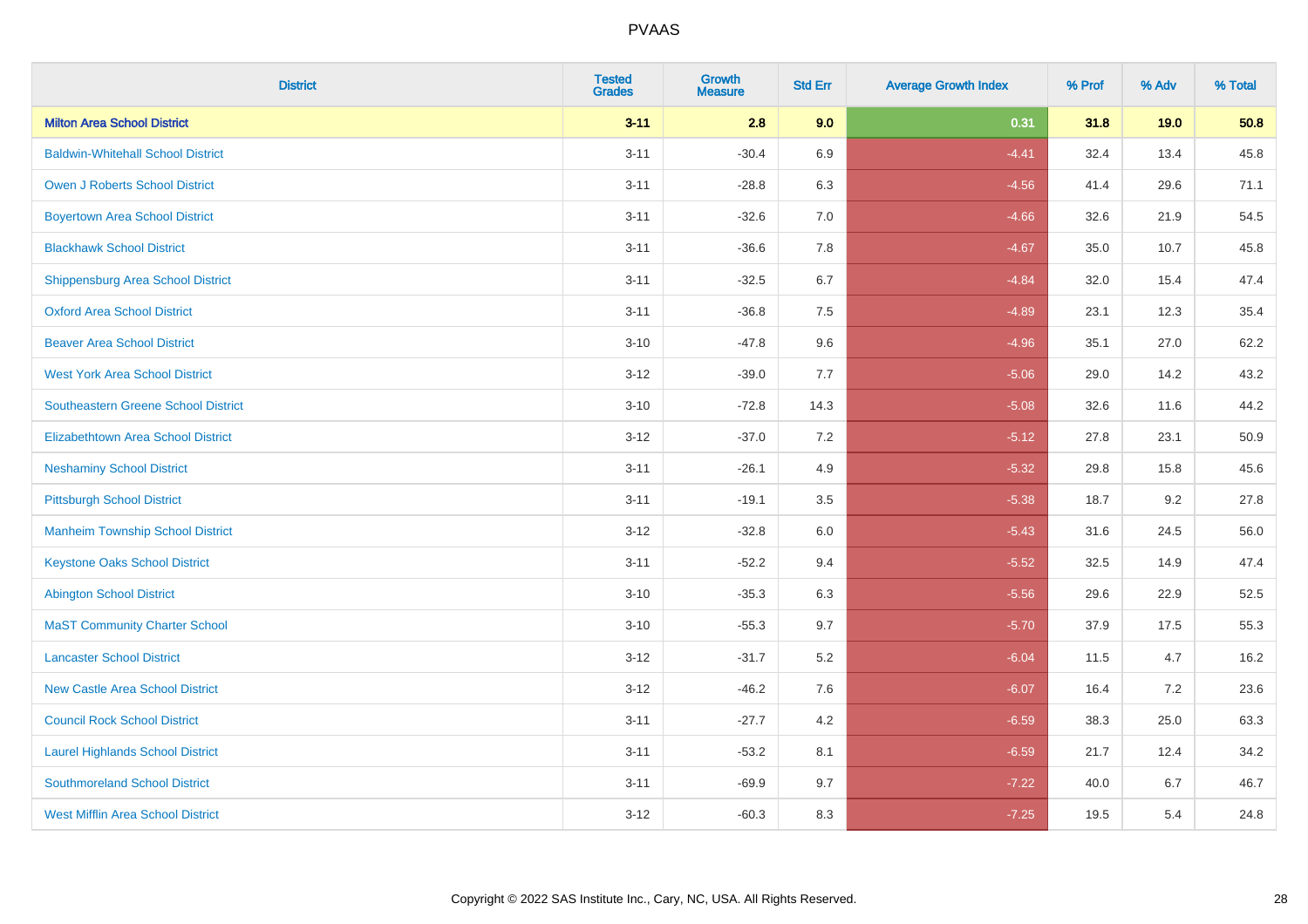| District | Tested Grades | Growth Measure | Std Err | Average Growth Index | % Prof | % Adv | % Total |
|---|---|---|---|---|---|---|---|
| **Milton Area School District** | **3-11** | **2.8** | **9.0** | **0.31** | **31.8** | **19.0** | **50.8** |
| Baldwin-Whitehall School District | 3-11 | -30.4 | 6.9 | -4.41 | 32.4 | 13.4 | 45.8 |
| Owen J Roberts School District | 3-11 | -28.8 | 6.3 | -4.56 | 41.4 | 29.6 | 71.1 |
| Boyertown Area School District | 3-11 | -32.6 | 7.0 | -4.66 | 32.6 | 21.9 | 54.5 |
| Blackhawk School District | 3-11 | -36.6 | 7.8 | -4.67 | 35.0 | 10.7 | 45.8 |
| Shippensburg Area School District | 3-11 | -32.5 | 6.7 | -4.84 | 32.0 | 15.4 | 47.4 |
| Oxford Area School District | 3-11 | -36.8 | 7.5 | -4.89 | 23.1 | 12.3 | 35.4 |
| Beaver Area School District | 3-10 | -47.8 | 9.6 | -4.96 | 35.1 | 27.0 | 62.2 |
| West York Area School District | 3-12 | -39.0 | 7.7 | -5.06 | 29.0 | 14.2 | 43.2 |
| Southeastern Greene School District | 3-10 | -72.8 | 14.3 | -5.08 | 32.6 | 11.6 | 44.2 |
| Elizabethtown Area School District | 3-12 | -37.0 | 7.2 | -5.12 | 27.8 | 23.1 | 50.9 |
| Neshaminy School District | 3-11 | -26.1 | 4.9 | -5.32 | 29.8 | 15.8 | 45.6 |
| Pittsburgh School District | 3-11 | -19.1 | 3.5 | -5.38 | 18.7 | 9.2 | 27.8 |
| Manheim Township School District | 3-12 | -32.8 | 6.0 | -5.43 | 31.6 | 24.5 | 56.0 |
| Keystone Oaks School District | 3-11 | -52.2 | 9.4 | -5.52 | 32.5 | 14.9 | 47.4 |
| Abington School District | 3-10 | -35.3 | 6.3 | -5.56 | 29.6 | 22.9 | 52.5 |
| MaST Community Charter School | 3-10 | -55.3 | 9.7 | -5.70 | 37.9 | 17.5 | 55.3 |
| Lancaster School District | 3-12 | -31.7 | 5.2 | -6.04 | 11.5 | 4.7 | 16.2 |
| New Castle Area School District | 3-12 | -46.2 | 7.6 | -6.07 | 16.4 | 7.2 | 23.6 |
| Council Rock School District | 3-11 | -27.7 | 4.2 | -6.59 | 38.3 | 25.0 | 63.3 |
| Laurel Highlands School District | 3-11 | -53.2 | 8.1 | -6.59 | 21.7 | 12.4 | 34.2 |
| Southmoreland School District | 3-11 | -69.9 | 9.7 | -7.22 | 40.0 | 6.7 | 46.7 |
| West Mifflin Area School District | 3-12 | -60.3 | 8.3 | -7.25 | 19.5 | 5.4 | 24.8 |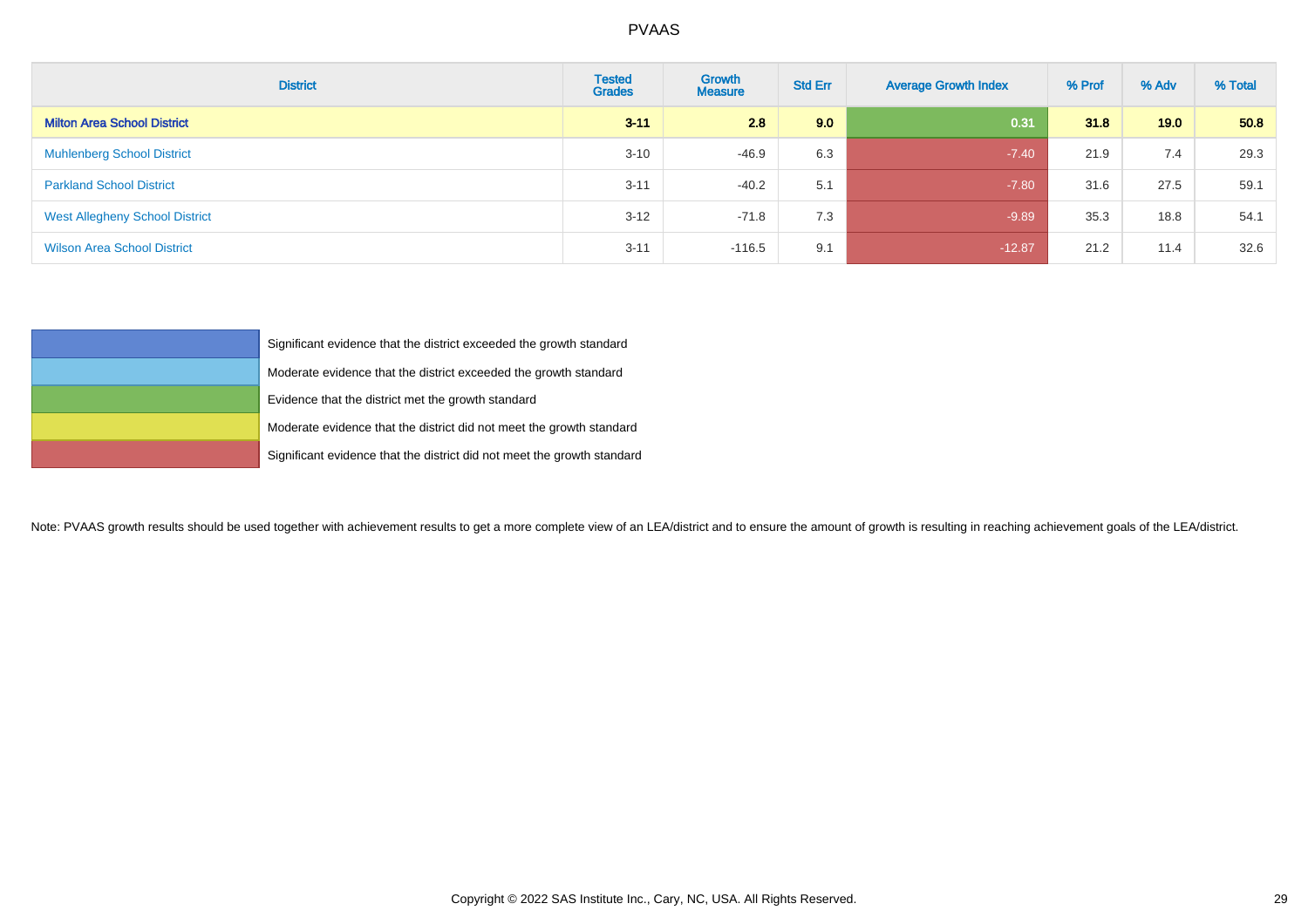PVAAS

| District | Tested Grades | Growth Measure | Std Err | Average Growth Index | % Prof | % Adv | % Total |
|---|---|---|---|---|---|---|---|
| **Milton Area School District** | **3-11** | **2.8** | **9.0** | **0.31** | **31.8** | **19.0** | **50.8** |
| Muhlenberg School District | 3-10 | -46.9 | 6.3 | -7.40 | 21.9 | 7.4 | 29.3 |
| Parkland School District | 3-11 | -40.2 | 5.1 | -7.80 | 31.6 | 27.5 | 59.1 |
| West Allegheny School District | 3-12 | -71.8 | 7.3 | -9.89 | 35.3 | 18.8 | 54.1 |
| Wilson Area School District | 3-11 | -116.5 | 9.1 | -12.87 | 21.2 | 11.4 | 32.6 |

Significant evidence that the district exceeded the growth standard

Moderate evidence that the district exceeded the growth standard

Evidence that the district met the growth standard

Moderate evidence that the district did not meet the growth standard

Significant evidence that the district did not meet the growth standard

Note: PVAAS growth results should be used together with achievement results to get a more complete view of an LEA/district and to ensure the amount of growth is resulting in reaching achievement goals of the LEA/district.

Copyright © 2022 SAS Institute Inc., Cary, NC, USA. All Rights Reserved.